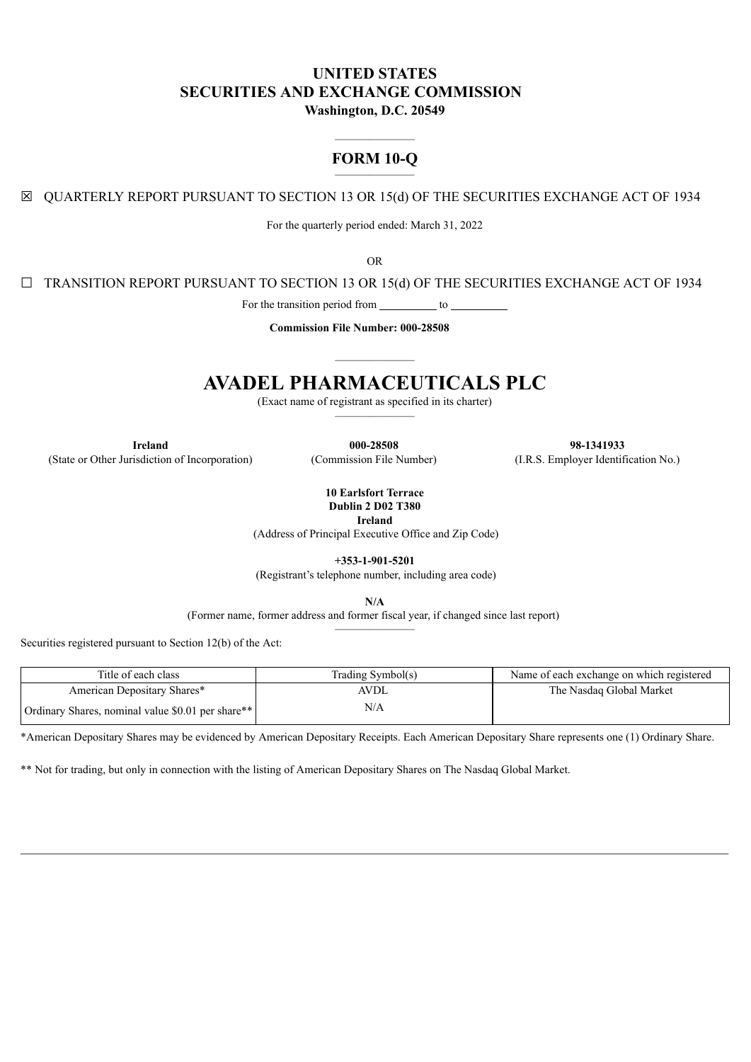# UNITED STATES
# SECURITIES AND EXCHANGE COMMISSION
**Washington, D.C. 20549**

---

## FORM 10-Q

---

☒ QUARTERLY REPORT PURSUANT TO SECTION 13 OR 15(d) OF THE SECURITIES EXCHANGE ACT OF 1934

For the quarterly period ended: March 31, 2022

OR

☐ TRANSITION REPORT PURSUANT TO SECTION 13 OR 15(d) OF THE SECURITIES EXCHANGE ACT OF 1934

For the transition period from __________ to __________

**Commission File Number: 000-28508**

---

# AVADEL PHARMACEUTICALS PLC

(Exact name of registrant as specified in its charter)

---

| **Ireland** | **000-28508** | **98-1341933** |
|---|---|---|
| (State or Other Jurisdiction of Incorporation) | (Commission File Number) | (I.R.S. Employer Identification No.) |

**10 Earlsfort Terrace**
**Dublin 2 D02 T380**
**Ireland**
(Address of Principal Executive Office and Zip Code)

**+353-1-901-5201**
(Registrant's telephone number, including area code)

**N/A**
(Former name, former address and former fiscal year, if changed since last report)

---

Securities registered pursuant to Section 12(b) of the Act:

| Title of each class | Trading Symbol(s) | Name of each exchange on which registered |
|---|---|---|
| American Depositary Shares* | AVDL | The Nasdaq Global Market |
| Ordinary Shares, nominal value $0.01 per share** | N/A | |

*American Depositary Shares may be evidenced by American Depositary Receipts. Each American Depositary Share represents one (1) Ordinary Share.

** Not for trading, but only in connection with the listing of American Depositary Shares on The Nasdaq Global Market.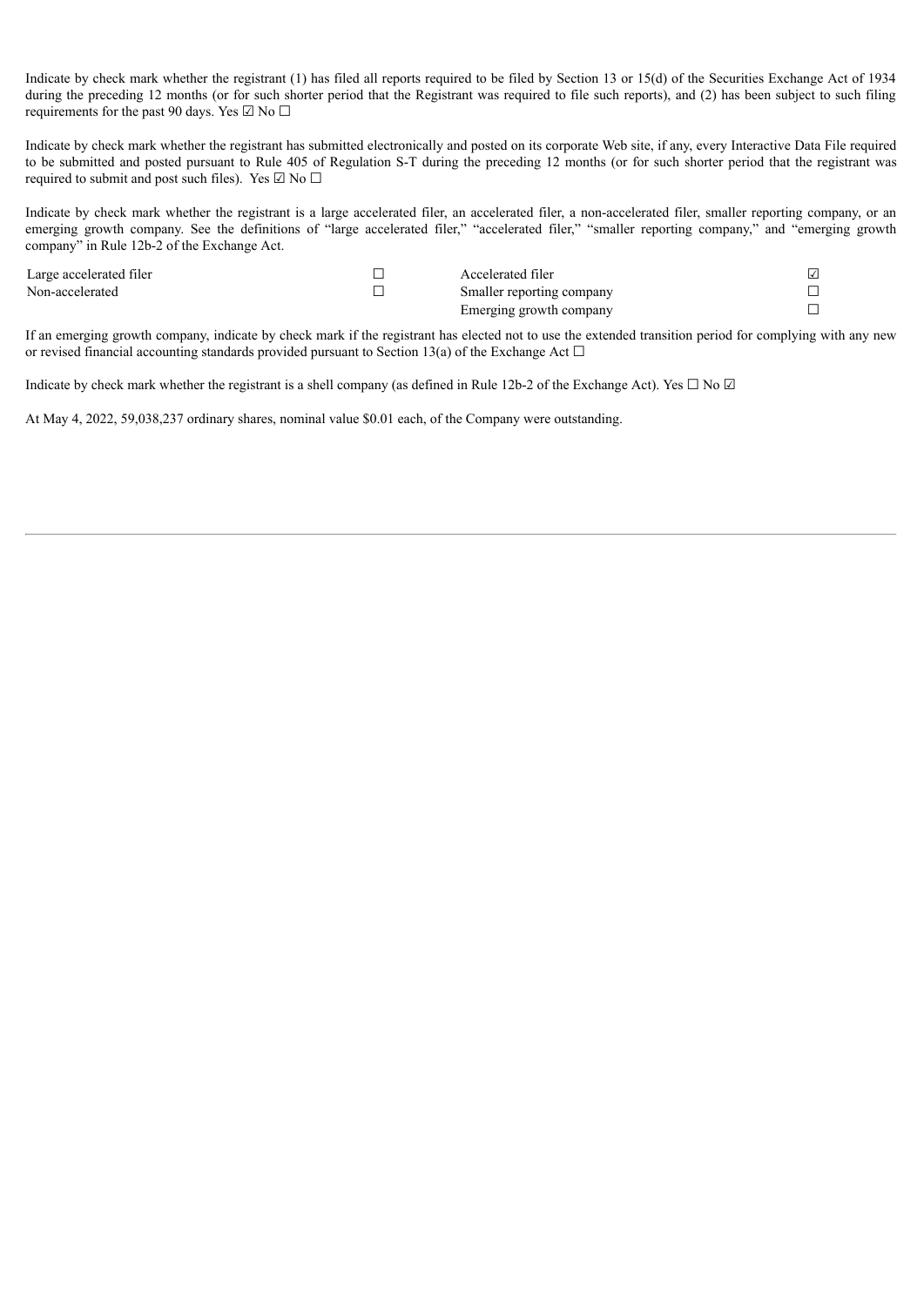Indicate by check mark whether the registrant (1) has filed all reports required to be filed by Section 13 or 15(d) of the Securities Exchange Act of 1934 during the preceding 12 months (or for such shorter period that the Registrant was required to file such reports), and (2) has been subject to such filing requirements for the past 90 days. Yes ☑ No ☐

Indicate by check mark whether the registrant has submitted electronically and posted on its corporate Web site, if any, every Interactive Data File required to be submitted and posted pursuant to Rule 405 of Regulation S-T during the preceding 12 months (or for such shorter period that the registrant was required to submit and post such files). Yes ☑ No ☐

Indicate by check mark whether the registrant is a large accelerated filer, an accelerated filer, a non-accelerated filer, smaller reporting company, or an emerging growth company. See the definitions of "large accelerated filer," "accelerated filer," "smaller reporting company," and "emerging growth company" in Rule 12b-2 of the Exchange Act.

| | | | |
|---|---|---|---|
| Large accelerated filer | ☐ | Accelerated filer | ☑ |
| Non-accelerated | ☐ | Smaller reporting company | ☐ |
| | | Emerging growth company | ☐ |

If an emerging growth company, indicate by check mark if the registrant has elected not to use the extended transition period for complying with any new or revised financial accounting standards provided pursuant to Section 13(a) of the Exchange Act ☐

Indicate by check mark whether the registrant is a shell company (as defined in Rule 12b-2 of the Exchange Act). Yes ☐ No ☑

At May 4, 2022, 59,038,237 ordinary shares, nominal value $0.01 each, of the Company were outstanding.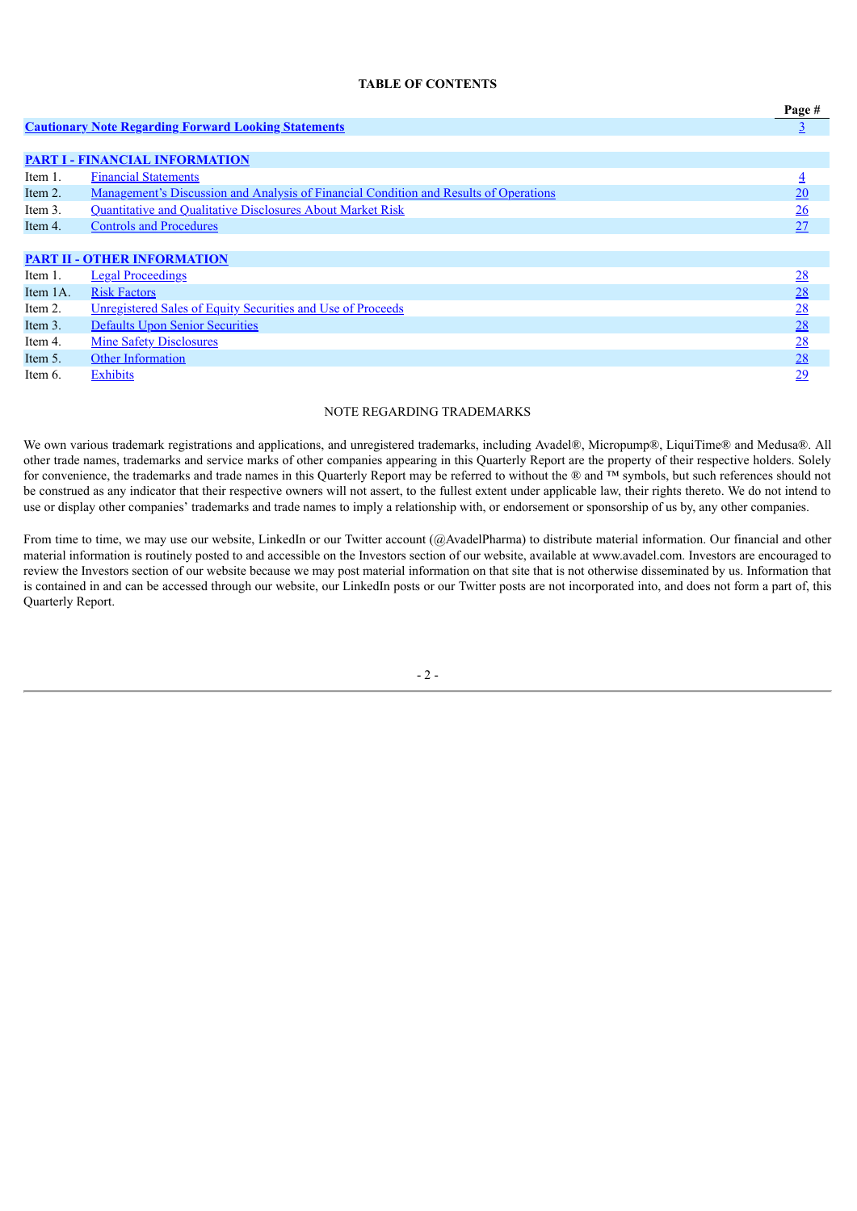# TABLE OF CONTENTS

| | | Page # |
|---|---|---|
| **Cautionary Note Regarding Forward Looking Statements** | | 3 |
| | | |
| **PART I - FINANCIAL INFORMATION** | | |
| Item 1. | Financial Statements | 4 |
| Item 2. | Management's Discussion and Analysis of Financial Condition and Results of Operations | 20 |
| Item 3. | Quantitative and Qualitative Disclosures About Market Risk | 26 |
| Item 4. | Controls and Procedures | 27 |
| | | |
| **PART II - OTHER INFORMATION** | | |
| Item 1. | Legal Proceedings | 28 |
| Item 1A. | Risk Factors | 28 |
| Item 2. | Unregistered Sales of Equity Securities and Use of Proceeds | 28 |
| Item 3. | Defaults Upon Senior Securities | 28 |
| Item 4. | Mine Safety Disclosures | 28 |
| Item 5. | Other Information | 28 |
| Item 6. | Exhibits | 29 |

## NOTE REGARDING TRADEMARKS

We own various trademark registrations and applications, and unregistered trademarks, including Avadel®, Micropump®, LiquiTime® and Medusa®. All other trade names, trademarks and service marks of other companies appearing in this Quarterly Report are the property of their respective holders. Solely for convenience, the trademarks and trade names in this Quarterly Report may be referred to without the ® and ™ symbols, but such references should not be construed as any indicator that their respective owners will not assert, to the fullest extent under applicable law, their rights thereto. We do not intend to use or display other companies' trademarks and trade names to imply a relationship with, or endorsement or sponsorship of us by, any other companies.

From time to time, we may use our website, LinkedIn or our Twitter account (@AvadelPharma) to distribute material information. Our financial and other material information is routinely posted to and accessible on the Investors section of our website, available at www.avadel.com. Investors are encouraged to review the Investors section of our website because we may post material information on that site that is not otherwise disseminated by us. Information that is contained in and can be accessed through our website, our LinkedIn posts or our Twitter posts are not incorporated into, and does not form a part of, this Quarterly Report.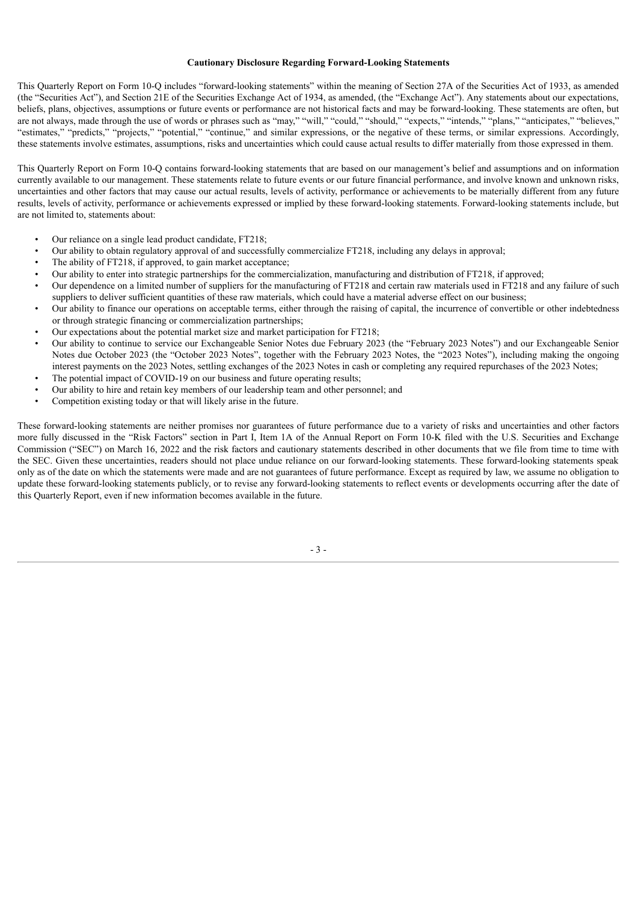**Cautionary Disclosure Regarding Forward-Looking Statements**

This Quarterly Report on Form 10-Q includes "forward-looking statements" within the meaning of Section 27A of the Securities Act of 1933, as amended (the "Securities Act"), and Section 21E of the Securities Exchange Act of 1934, as amended, (the "Exchange Act"). Any statements about our expectations, beliefs, plans, objectives, assumptions or future events or performance are not historical facts and may be forward-looking. These statements are often, but are not always, made through the use of words or phrases such as "may," "will," "could," "should," "expects," "intends," "plans," "anticipates," "believes," "estimates," "predicts," "projects," "potential," "continue," and similar expressions, or the negative of these terms, or similar expressions. Accordingly, these statements involve estimates, assumptions, risks and uncertainties which could cause actual results to differ materially from those expressed in them.

This Quarterly Report on Form 10-Q contains forward-looking statements that are based on our management's belief and assumptions and on information currently available to our management. These statements relate to future events or our future financial performance, and involve known and unknown risks, uncertainties and other factors that may cause our actual results, levels of activity, performance or achievements to be materially different from any future results, levels of activity, performance or achievements expressed or implied by these forward-looking statements. Forward-looking statements include, but are not limited to, statements about:

- Our reliance on a single lead product candidate, FT218;
- Our ability to obtain regulatory approval of and successfully commercialize FT218, including any delays in approval;
- The ability of FT218, if approved, to gain market acceptance;
- Our ability to enter into strategic partnerships for the commercialization, manufacturing and distribution of FT218, if approved;
- Our dependence on a limited number of suppliers for the manufacturing of FT218 and certain raw materials used in FT218 and any failure of such suppliers to deliver sufficient quantities of these raw materials, which could have a material adverse effect on our business;
- Our ability to finance our operations on acceptable terms, either through the raising of capital, the incurrence of convertible or other indebtedness or through strategic financing or commercialization partnerships;
- Our expectations about the potential market size and market participation for FT218;
- Our ability to continue to service our Exchangeable Senior Notes due February 2023 (the "February 2023 Notes") and our Exchangeable Senior Notes due October 2023 (the "October 2023 Notes", together with the February 2023 Notes, the "2023 Notes"), including making the ongoing interest payments on the 2023 Notes, settling exchanges of the 2023 Notes in cash or completing any required repurchases of the 2023 Notes;
- The potential impact of COVID-19 on our business and future operating results;
- Our ability to hire and retain key members of our leadership team and other personnel; and
- Competition existing today or that will likely arise in the future.

These forward-looking statements are neither promises nor guarantees of future performance due to a variety of risks and uncertainties and other factors more fully discussed in the "Risk Factors" section in Part I, Item 1A of the Annual Report on Form 10-K filed with the U.S. Securities and Exchange Commission ("SEC") on March 16, 2022 and the risk factors and cautionary statements described in other documents that we file from time to time with the SEC. Given these uncertainties, readers should not place undue reliance on our forward-looking statements. These forward-looking statements speak only as of the date on which the statements were made and are not guarantees of future performance. Except as required by law, we assume no obligation to update these forward-looking statements publicly, or to revise any forward-looking statements to reflect events or developments occurring after the date of this Quarterly Report, even if new information becomes available in the future.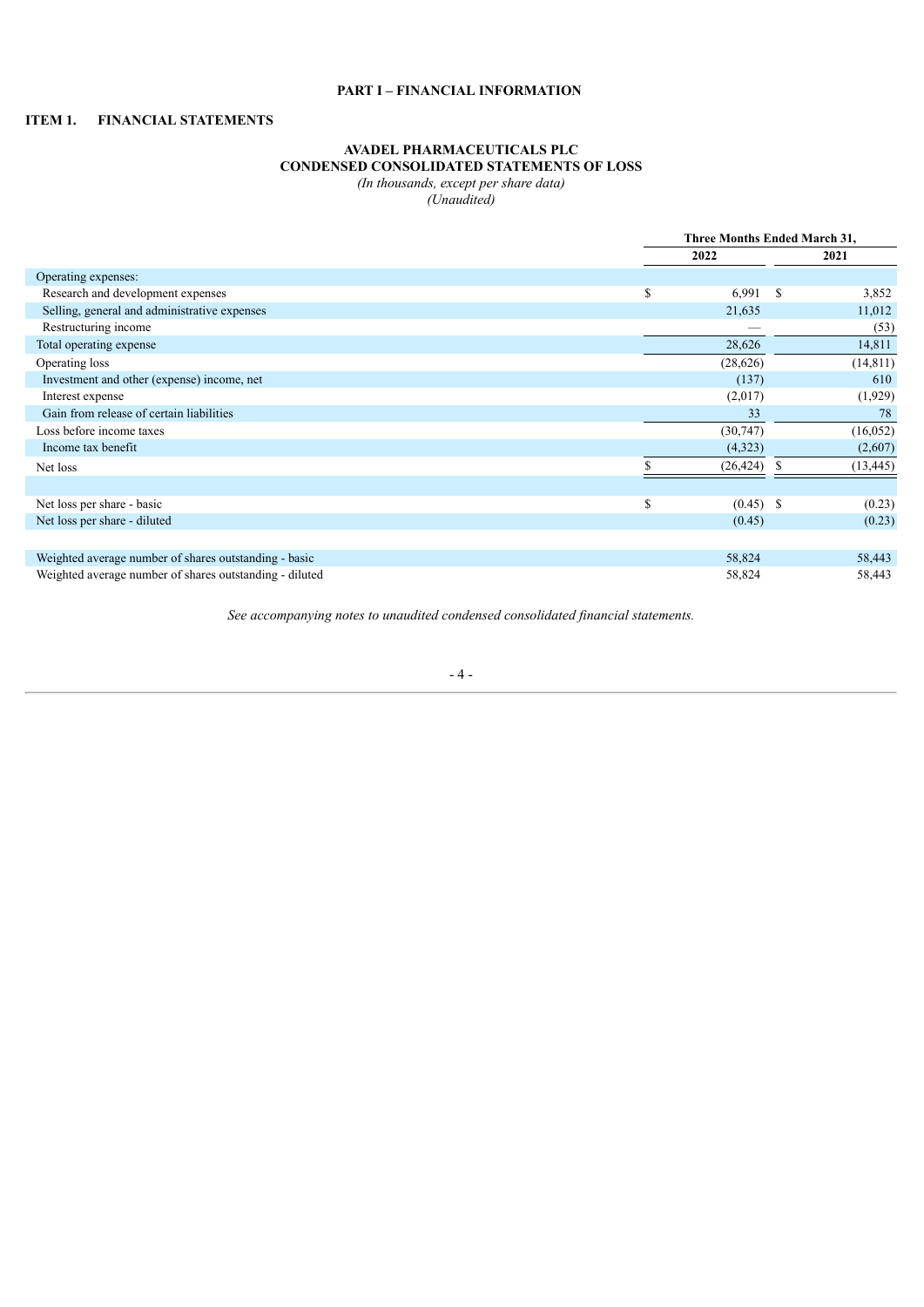# PART I – FINANCIAL INFORMATION

## ITEM 1. FINANCIAL STATEMENTS

### AVADEL PHARMACEUTICALS PLC
### CONDENSED CONSOLIDATED STATEMENTS OF LOSS

*(In thousands, except per share data)*
*(Unaudited)*

| | Three Months Ended March 31, | |
|---|---|---|
| | 2022 | 2021 |
| Operating expenses: | | |
| Research and development expenses | $ 6,991 | $ 3,852 |
| Selling, general and administrative expenses | 21,635 | 11,012 |
| Restructuring income | — | (53) |
| Total operating expense | 28,626 | 14,811 |
| Operating loss | (28,626) | (14,811) |
| Investment and other (expense) income, net | (137) | 610 |
| Interest expense | (2,017) | (1,929) |
| Gain from release of certain liabilities | 33 | 78 |
| Loss before income taxes | (30,747) | (16,052) |
| Income tax benefit | (4,323) | (2,607) |
| Net loss | $ (26,424) | $ (13,445) |
| | | |
| Net loss per share - basic | $ (0.45) | $ (0.23) |
| Net loss per share - diluted | (0.45) | (0.23) |
| | | |
| Weighted average number of shares outstanding - basic | 58,824 | 58,443 |
| Weighted average number of shares outstanding - diluted | 58,824 | 58,443 |

*See accompanying notes to unaudited condensed consolidated financial statements.*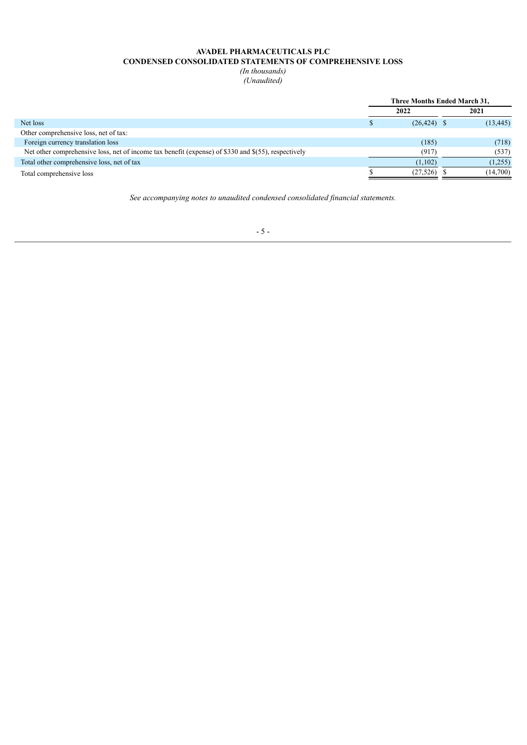**AVADEL PHARMACEUTICALS PLC**
**CONDENSED CONSOLIDATED STATEMENTS OF COMPREHENSIVE LOSS**
*(In thousands)*
*(Unaudited)*

| | Three Months Ended March 31, | |
|---|---|---|
| | 2022 | 2021 |
| Net loss | $ (26,424) | $ (13,445) |
| Other comprehensive loss, net of tax: | | |
| Foreign currency translation loss | (185) | (718) |
| Net other comprehensive loss, net of income tax benefit (expense) of $330 and $(55), respectively | (917) | (537) |
| Total other comprehensive loss, net of tax | (1,102) | (1,255) |
| Total comprehensive loss | $ (27,526) | $ (14,700) |

*See accompanying notes to unaudited condensed consolidated financial statements.*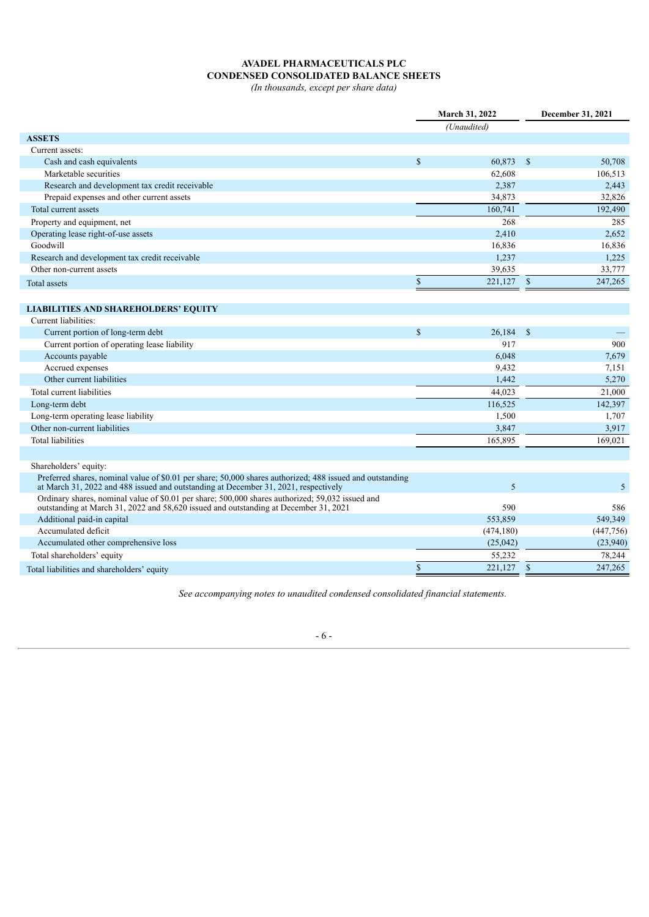# AVADEL PHARMACEUTICALS PLC
## CONDENSED CONSOLIDATED BALANCE SHEETS
*(In thousands, except per share data)*

| | March 31, 2022 | December 31, 2021 |
|---|---|---|
| | *(Unaudited)* | |
| **ASSETS** | | |
| Current assets: | | |
| Cash and cash equivalents | $ 60,873 | $ 50,708 |
| Marketable securities | 62,608 | 106,513 |
| Research and development tax credit receivable | 2,387 | 2,443 |
| Prepaid expenses and other current assets | 34,873 | 32,826 |
| Total current assets | 160,741 | 192,490 |
| Property and equipment, net | 268 | 285 |
| Operating lease right-of-use assets | 2,410 | 2,652 |
| Goodwill | 16,836 | 16,836 |
| Research and development tax credit receivable | 1,237 | 1,225 |
| Other non-current assets | 39,635 | 33,777 |
| Total assets | $ 221,127 | $ 247,265 |
| | | |
| **LIABILITIES AND SHAREHOLDERS' EQUITY** | | |
| Current liabilities: | | |
| Current portion of long-term debt | $ 26,184 | $ — |
| Current portion of operating lease liability | 917 | 900 |
| Accounts payable | 6,048 | 7,679 |
| Accrued expenses | 9,432 | 7,151 |
| Other current liabilities | 1,442 | 5,270 |
| Total current liabilities | 44,023 | 21,000 |
| Long-term debt | 116,525 | 142,397 |
| Long-term operating lease liability | 1,500 | 1,707 |
| Other non-current liabilities | 3,847 | 3,917 |
| Total liabilities | 165,895 | 169,021 |
| | | |
| Shareholders' equity: | | |
| Preferred shares, nominal value of $0.01 per share; 50,000 shares authorized; 488 issued and outstanding at March 31, 2022 and 488 issued and outstanding at December 31, 2021, respectively | 5 | 5 |
| Ordinary shares, nominal value of $0.01 per share; 500,000 shares authorized; 59,032 issued and outstanding at March 31, 2022 and 58,620 issued and outstanding at December 31, 2021 | 590 | 586 |
| Additional paid-in capital | 553,859 | 549,349 |
| Accumulated deficit | (474,180) | (447,756) |
| Accumulated other comprehensive loss | (25,042) | (23,940) |
| Total shareholders' equity | 55,232 | 78,244 |
| Total liabilities and shareholders' equity | $ 221,127 | $ 247,265 |

*See accompanying notes to unaudited condensed consolidated financial statements.*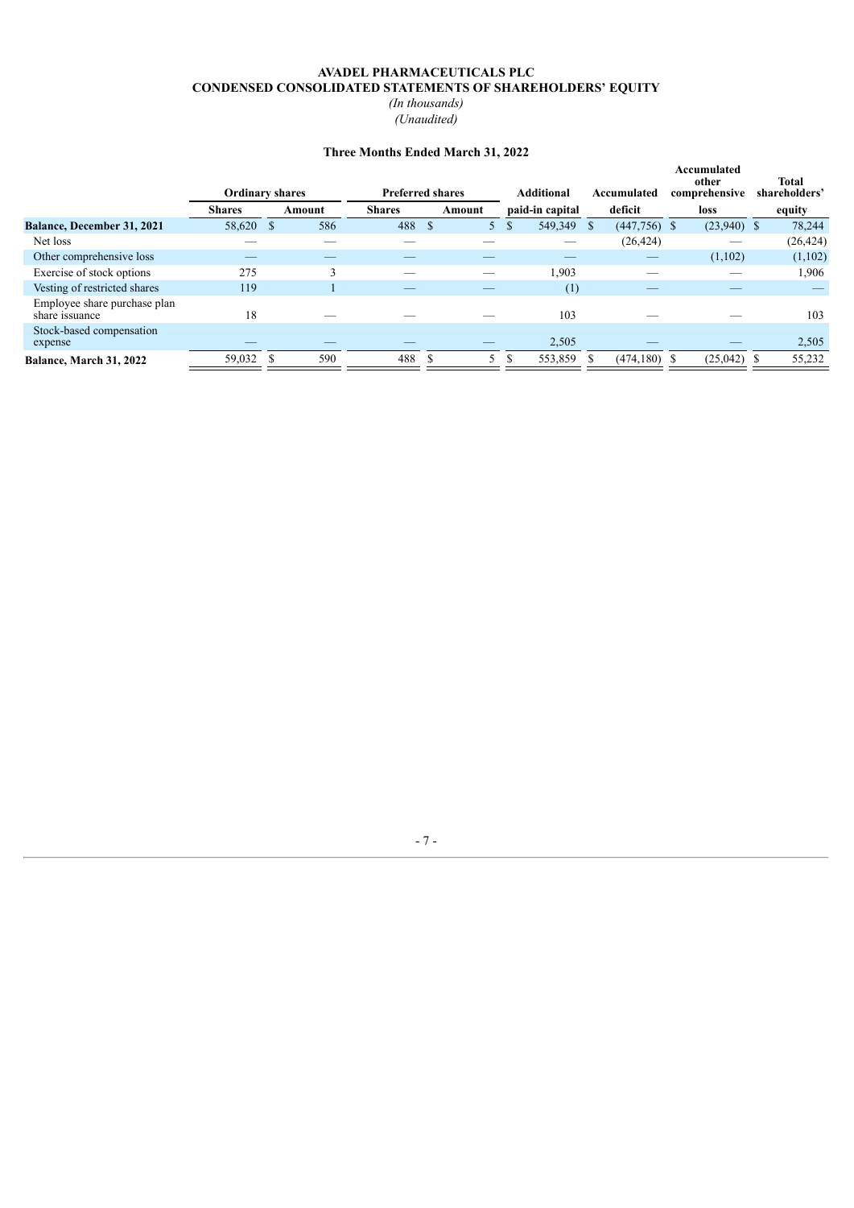**AVADEL PHARMACEUTICALS PLC**
**CONDENSED CONSOLIDATED STATEMENTS OF SHAREHOLDERS' EQUITY**
*(In thousands)*
*(Unaudited)*

**Three Months Ended March 31, 2022**

| | Ordinary shares | | Preferred shares | | Additional | Accumulated | Accumulated other comprehensive | Total shareholders' |
|---|---|---|---|---|---|---|---|---|
| | Shares | Amount | Shares | Amount | paid-in capital | deficit | loss | equity |
| **Balance, December 31, 2021** | 58,620 | $ 586 | 488 | $ 5 | $ 549,349 | $ (447,756) | $ (23,940) | $ 78,244 |
| Net loss | — | — | — | — | — | (26,424) | — | (26,424) |
| Other comprehensive loss | — | — | — | — | — | — | (1,102) | (1,102) |
| Exercise of stock options | 275 | 3 | — | — | 1,903 | — | — | 1,906 |
| Vesting of restricted shares | 119 | 1 | — | — | (1) | — | — | — |
| Employee share purchase plan share issuance | 18 | — | — | — | 103 | — | — | 103 |
| Stock-based compensation expense | — | — | — | — | 2,505 | — | — | 2,505 |
| **Balance, March 31, 2022** | 59,032 | $ 590 | 488 | $ 5 | $ 553,859 | $ (474,180) | $ (25,042) | $ 55,232 |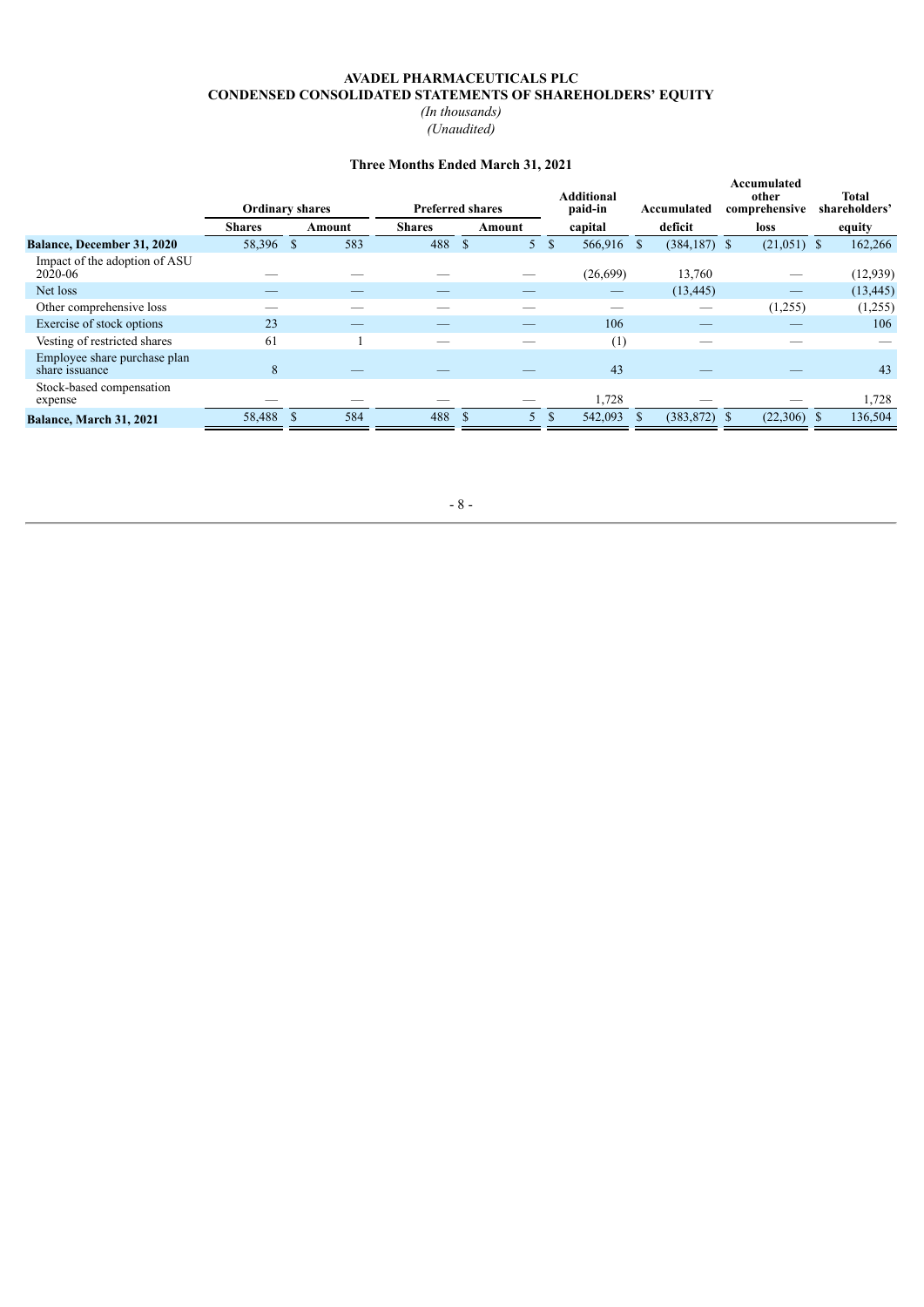**AVADEL PHARMACEUTICALS PLC**
**CONDENSED CONSOLIDATED STATEMENTS OF SHAREHOLDERS' EQUITY**
*(In thousands)*
*(Unaudited)*

**Three Months Ended March 31, 2021**

| | Ordinary shares | | Preferred shares | | Additional paid-in | Accumulated | Accumulated other comprehensive | Total shareholders' |
|---|---|---|---|---|---|---|---|---|
| | Shares | Amount | Shares | Amount | capital | deficit | loss | equity |
| **Balance, December 31, 2020** | 58,396 | $ 583 | 488 | $ 5 | $ 566,916 | $ (384,187) | $ (21,051) | $ 162,266 |
| Impact of the adoption of ASU 2020-06 | — | — | — | — | (26,699) | 13,760 | — | (12,939) |
| Net loss | — | — | — | — | — | (13,445) | — | (13,445) |
| Other comprehensive loss | — | — | — | — | — | — | (1,255) | (1,255) |
| Exercise of stock options | 23 | — | — | — | 106 | — | — | 106 |
| Vesting of restricted shares | 61 | 1 | — | — | (1) | — | — | — |
| Employee share purchase plan share issuance | 8 | — | — | — | 43 | — | — | 43 |
| Stock-based compensation expense | — | — | — | — | 1,728 | — | — | 1,728 |
| **Balance, March 31, 2021** | 58,488 | $ 584 | 488 | $ 5 | $ 542,093 | $ (383,872) | $ (22,306) | $ 136,504 |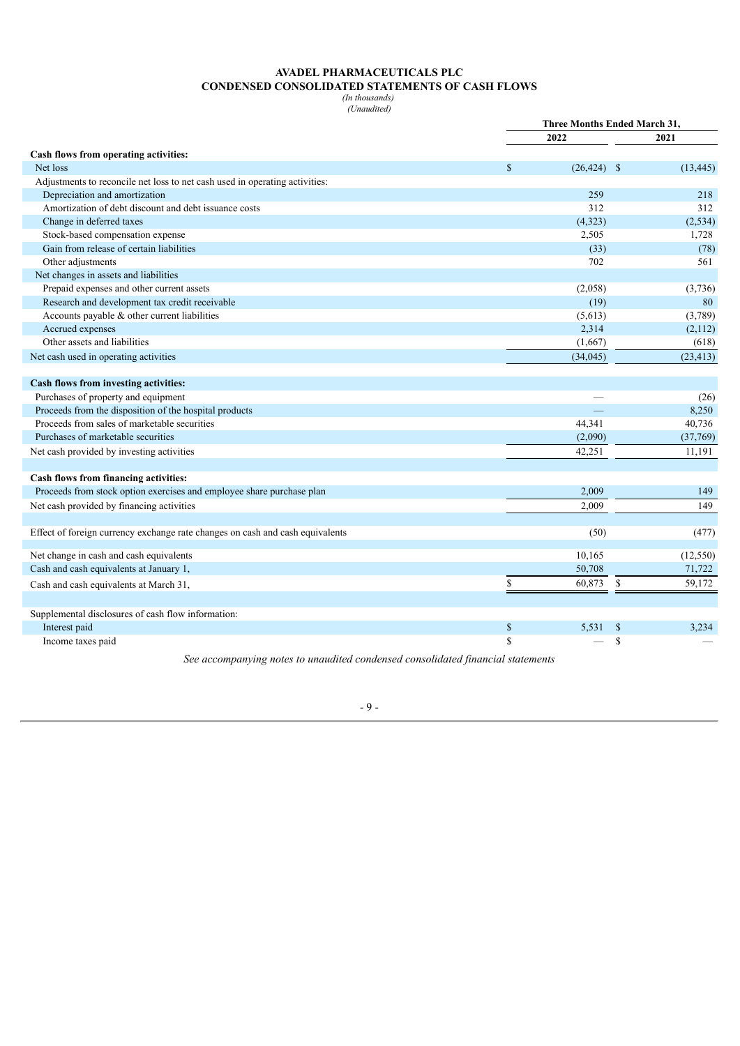**AVADEL PHARMACEUTICALS PLC**
**CONDENSED CONSOLIDATED STATEMENTS OF CASH FLOWS**
*(In thousands)*
*(Unaudited)*

| | Three Months Ended March 31, | |
|---|---|---|
| | 2022 | 2021 |
| **Cash flows from operating activities:** | | |
| Net loss | $ (26,424) | $ (13,445) |
| Adjustments to reconcile net loss to net cash used in operating activities: | | |
| Depreciation and amortization | 259 | 218 |
| Amortization of debt discount and debt issuance costs | 312 | 312 |
| Change in deferred taxes | (4,323) | (2,534) |
| Stock-based compensation expense | 2,505 | 1,728 |
| Gain from release of certain liabilities | (33) | (78) |
| Other adjustments | 702 | 561 |
| Net changes in assets and liabilities | | |
| Prepaid expenses and other current assets | (2,058) | (3,736) |
| Research and development tax credit receivable | (19) | 80 |
| Accounts payable & other current liabilities | (5,613) | (3,789) |
| Accrued expenses | 2,314 | (2,112) |
| Other assets and liabilities | (1,667) | (618) |
| Net cash used in operating activities | (34,045) | (23,413) |
| | | |
| **Cash flows from investing activities:** | | |
| Purchases of property and equipment | — | (26) |
| Proceeds from the disposition of the hospital products | — | 8,250 |
| Proceeds from sales of marketable securities | 44,341 | 40,736 |
| Purchases of marketable securities | (2,090) | (37,769) |
| Net cash provided by investing activities | 42,251 | 11,191 |
| | | |
| **Cash flows from financing activities:** | | |
| Proceeds from stock option exercises and employee share purchase plan | 2,009 | 149 |
| Net cash provided by financing activities | 2,009 | 149 |
| | | |
| Effect of foreign currency exchange rate changes on cash and cash equivalents | (50) | (477) |
| | | |
| Net change in cash and cash equivalents | 10,165 | (12,550) |
| Cash and cash equivalents at January 1, | 50,708 | 71,722 |
| Cash and cash equivalents at March 31, | $ 60,873 | $ 59,172 |
| | | |
| Supplemental disclosures of cash flow information: | | |
| Interest paid | $ 5,531 | $ 3,234 |
| Income taxes paid | $ — | $ — |

*See accompanying notes to unaudited condensed consolidated financial statements*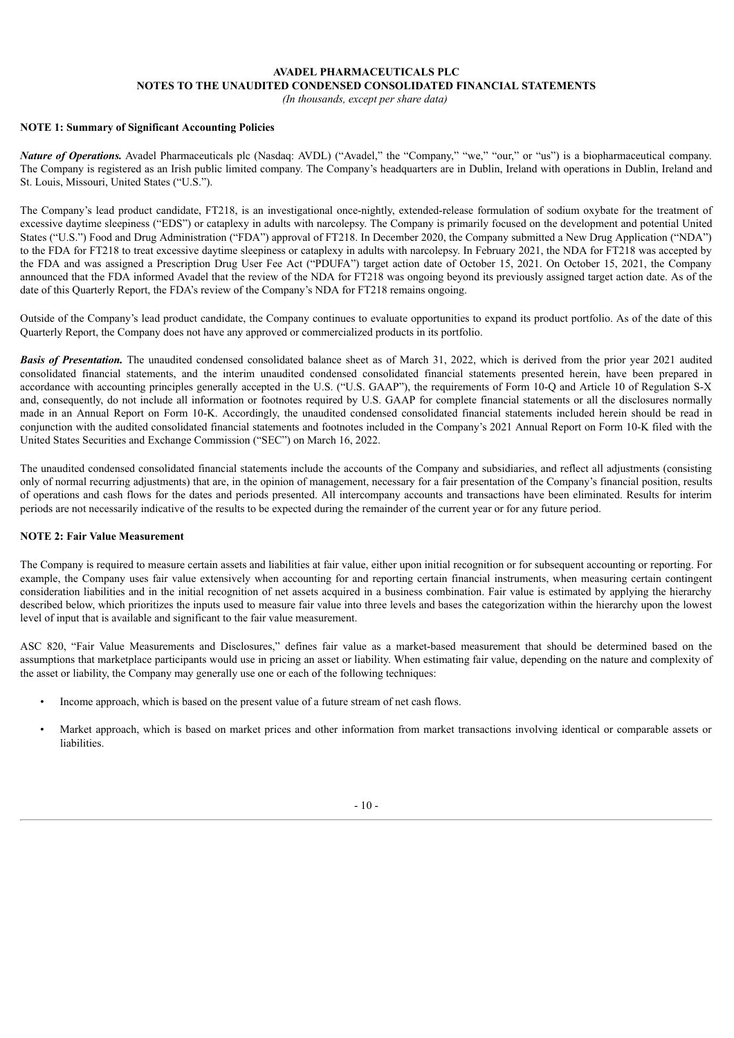**AVADEL PHARMACEUTICALS PLC**
**NOTES TO THE UNAUDITED CONDENSED CONSOLIDATED FINANCIAL STATEMENTS**
*(In thousands, except per share data)*

**NOTE 1: Summary of Significant Accounting Policies**

***Nature of Operations.*** Avadel Pharmaceuticals plc (Nasdaq: AVDL) ("Avadel," the "Company," "we," "our," or "us") is a biopharmaceutical company. The Company is registered as an Irish public limited company. The Company's headquarters are in Dublin, Ireland with operations in Dublin, Ireland and St. Louis, Missouri, United States ("U.S.").

The Company's lead product candidate, FT218, is an investigational once-nightly, extended-release formulation of sodium oxybate for the treatment of excessive daytime sleepiness ("EDS") or cataplexy in adults with narcolepsy. The Company is primarily focused on the development and potential United States ("U.S.") Food and Drug Administration ("FDA") approval of FT218. In December 2020, the Company submitted a New Drug Application ("NDA") to the FDA for FT218 to treat excessive daytime sleepiness or cataplexy in adults with narcolepsy. In February 2021, the NDA for FT218 was accepted by the FDA and was assigned a Prescription Drug User Fee Act ("PDUFA") target action date of October 15, 2021. On October 15, 2021, the Company announced that the FDA informed Avadel that the review of the NDA for FT218 was ongoing beyond its previously assigned target action date. As of the date of this Quarterly Report, the FDA's review of the Company's NDA for FT218 remains ongoing.

Outside of the Company's lead product candidate, the Company continues to evaluate opportunities to expand its product portfolio. As of the date of this Quarterly Report, the Company does not have any approved or commercialized products in its portfolio.

***Basis of Presentation.*** The unaudited condensed consolidated balance sheet as of March 31, 2022, which is derived from the prior year 2021 audited consolidated financial statements, and the interim unaudited condensed consolidated financial statements presented herein, have been prepared in accordance with accounting principles generally accepted in the U.S. ("U.S. GAAP"), the requirements of Form 10-Q and Article 10 of Regulation S-X and, consequently, do not include all information or footnotes required by U.S. GAAP for complete financial statements or all the disclosures normally made in an Annual Report on Form 10-K. Accordingly, the unaudited condensed consolidated financial statements included herein should be read in conjunction with the audited consolidated financial statements and footnotes included in the Company's 2021 Annual Report on Form 10-K filed with the United States Securities and Exchange Commission ("SEC") on March 16, 2022.

The unaudited condensed consolidated financial statements include the accounts of the Company and subsidiaries, and reflect all adjustments (consisting only of normal recurring adjustments) that are, in the opinion of management, necessary for a fair presentation of the Company's financial position, results of operations and cash flows for the dates and periods presented. All intercompany accounts and transactions have been eliminated. Results for interim periods are not necessarily indicative of the results to be expected during the remainder of the current year or for any future period.

**NOTE 2: Fair Value Measurement**

The Company is required to measure certain assets and liabilities at fair value, either upon initial recognition or for subsequent accounting or reporting. For example, the Company uses fair value extensively when accounting for and reporting certain financial instruments, when measuring certain contingent consideration liabilities and in the initial recognition of net assets acquired in a business combination. Fair value is estimated by applying the hierarchy described below, which prioritizes the inputs used to measure fair value into three levels and bases the categorization within the hierarchy upon the lowest level of input that is available and significant to the fair value measurement.

ASC 820, "Fair Value Measurements and Disclosures," defines fair value as a market-based measurement that should be determined based on the assumptions that marketplace participants would use in pricing an asset or liability. When estimating fair value, depending on the nature and complexity of the asset or liability, the Company may generally use one or each of the following techniques:

- Income approach, which is based on the present value of a future stream of net cash flows.
- Market approach, which is based on market prices and other information from market transactions involving identical or comparable assets or liabilities.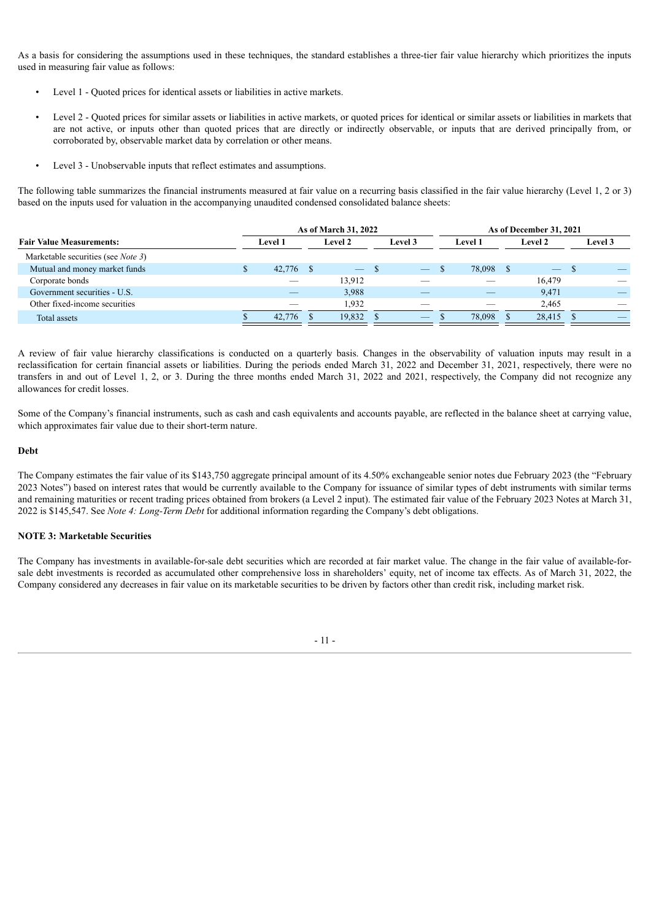As a basis for considering the assumptions used in these techniques, the standard establishes a three-tier fair value hierarchy which prioritizes the inputs used in measuring fair value as follows:

- Level 1 - Quoted prices for identical assets or liabilities in active markets.
- Level 2 - Quoted prices for similar assets or liabilities in active markets, or quoted prices for identical or similar assets or liabilities in markets that are not active, or inputs other than quoted prices that are directly or indirectly observable, or inputs that are derived principally from, or corroborated by, observable market data by correlation or other means.
- Level 3 - Unobservable inputs that reflect estimates and assumptions.

The following table summarizes the financial instruments measured at fair value on a recurring basis classified in the fair value hierarchy (Level 1, 2 or 3) based on the inputs used for valuation in the accompanying unaudited condensed consolidated balance sheets:

| | As of March 31, 2022 | | | As of December 31, 2021 | | |
|---|---|---|---|---|---|---|
| **Fair Value Measurements:** | **Level 1** | **Level 2** | **Level 3** | **Level 1** | **Level 2** | **Level 3** |
| Marketable securities (see *Note 3*) | | | | | | |
| Mutual and money market funds | $ 42,776 | $ — | $ — | $ 78,098 | $ — | $ — |
| Corporate bonds | — | 13,912 | — | — | 16,479 | — |
| Government securities - U.S. | — | 3,988 | — | — | 9,471 | — |
| Other fixed-income securities | — | 1,932 | — | — | 2,465 | — |
| Total assets | $ 42,776 | $ 19,832 | $ — | $ 78,098 | $ 28,415 | $ — |

A review of fair value hierarchy classifications is conducted on a quarterly basis. Changes in the observability of valuation inputs may result in a reclassification for certain financial assets or liabilities. During the periods ended March 31, 2022 and December 31, 2021, respectively, there were no transfers in and out of Level 1, 2, or 3. During the three months ended March 31, 2022 and 2021, respectively, the Company did not recognize any allowances for credit losses.

Some of the Company's financial instruments, such as cash and cash equivalents and accounts payable, are reflected in the balance sheet at carrying value, which approximates fair value due to their short-term nature.

**Debt**

The Company estimates the fair value of its $143,750 aggregate principal amount of its 4.50% exchangeable senior notes due February 2023 (the "February 2023 Notes") based on interest rates that would be currently available to the Company for issuance of similar types of debt instruments with similar terms and remaining maturities or recent trading prices obtained from brokers (a Level 2 input). The estimated fair value of the February 2023 Notes at March 31, 2022 is $145,547. See *Note 4: Long-Term Debt* for additional information regarding the Company's debt obligations.

**NOTE 3: Marketable Securities**

The Company has investments in available-for-sale debt securities which are recorded at fair market value. The change in the fair value of available-for-sale debt investments is recorded as accumulated other comprehensive loss in shareholders' equity, net of income tax effects. As of March 31, 2022, the Company considered any decreases in fair value on its marketable securities to be driven by factors other than credit risk, including market risk.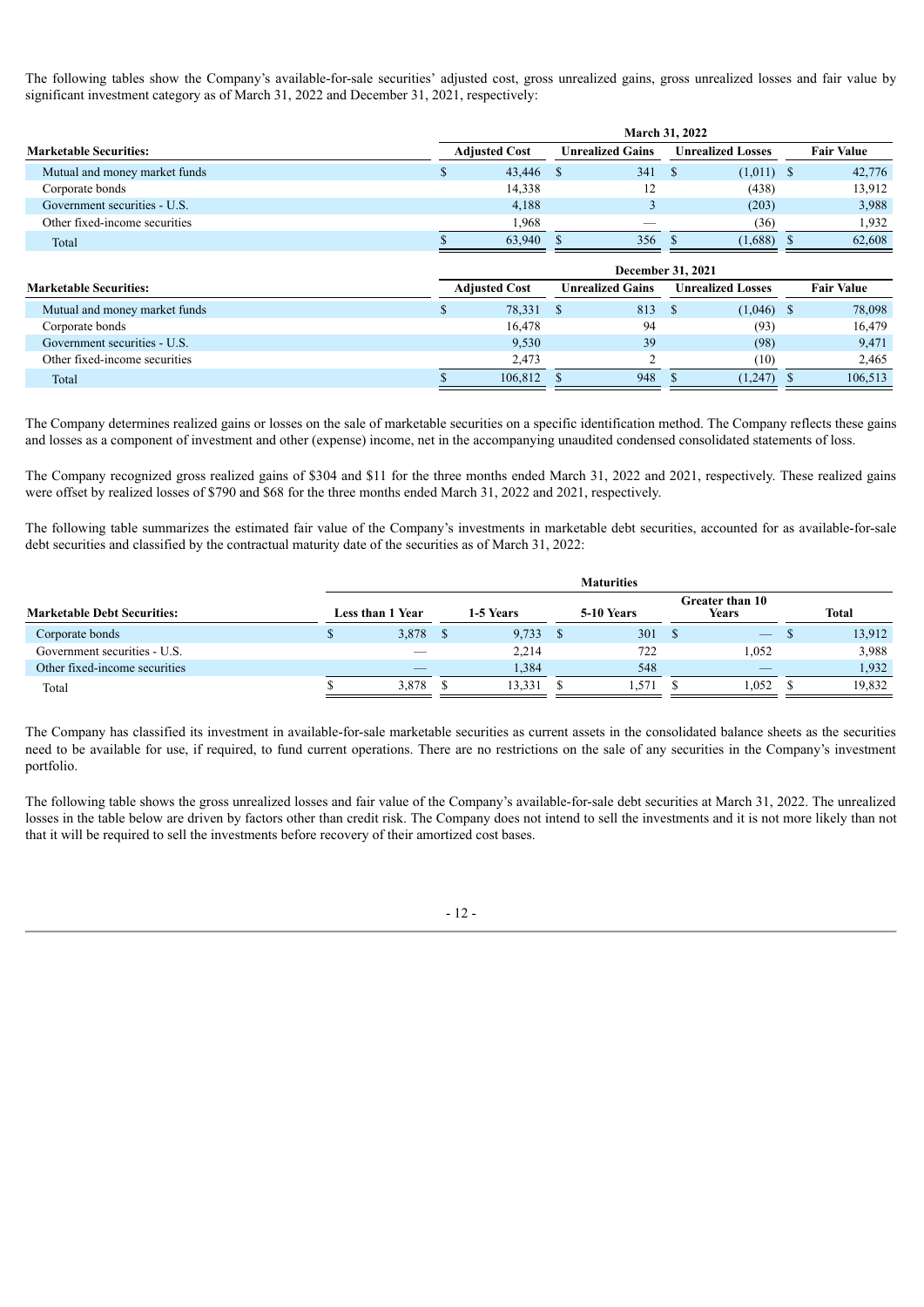The following tables show the Company's available-for-sale securities' adjusted cost, gross unrealized gains, gross unrealized losses and fair value by significant investment category as of March 31, 2022 and December 31, 2021, respectively:

| | March 31, 2022 | | | |
|---|---|---|---|---|
| **Marketable Securities:** | **Adjusted Cost** | **Unrealized Gains** | **Unrealized Losses** | **Fair Value** |
| Mutual and money market funds | $ 43,446 | $ 341 | $ (1,011) | $ 42,776 |
| Corporate bonds | 14,338 | 12 | (438) | 13,912 |
| Government securities - U.S. | 4,188 | 3 | (203) | 3,988 |
| Other fixed-income securities | 1,968 | — | (36) | 1,932 |
| Total | $ 63,940 | $ 356 | $ (1,688) | $ 62,608 |

| | December 31, 2021 | | | |
|---|---|---|---|---|
| **Marketable Securities:** | **Adjusted Cost** | **Unrealized Gains** | **Unrealized Losses** | **Fair Value** |
| Mutual and money market funds | $ 78,331 | $ 813 | $ (1,046) | $ 78,098 |
| Corporate bonds | 16,478 | 94 | (93) | 16,479 |
| Government securities - U.S. | 9,530 | 39 | (98) | 9,471 |
| Other fixed-income securities | 2,473 | 2 | (10) | 2,465 |
| Total | $ 106,812 | $ 948 | $ (1,247) | $ 106,513 |

The Company determines realized gains or losses on the sale of marketable securities on a specific identification method. The Company reflects these gains and losses as a component of investment and other (expense) income, net in the accompanying unaudited condensed consolidated statements of loss.

The Company recognized gross realized gains of $304 and $11 for the three months ended March 31, 2022 and 2021, respectively. These realized gains were offset by realized losses of $790 and $68 for the three months ended March 31, 2022 and 2021, respectively.

The following table summarizes the estimated fair value of the Company's investments in marketable debt securities, accounted for as available-for-sale debt securities and classified by the contractual maturity date of the securities as of March 31, 2022:

| | Maturities | | | | |
|---|---|---|---|---|---|
| **Marketable Debt Securities:** | **Less than 1 Year** | **1-5 Years** | **5-10 Years** | **Greater than 10 Years** | **Total** |
| Corporate bonds | $ 3,878 | $ 9,733 | $ 301 | $ — | $ 13,912 |
| Government securities - U.S. | — | 2,214 | 722 | 1,052 | 3,988 |
| Other fixed-income securities | — | 1,384 | 548 | — | 1,932 |
| Total | $ 3,878 | $ 13,331 | $ 1,571 | $ 1,052 | $ 19,832 |

The Company has classified its investment in available-for-sale marketable securities as current assets in the consolidated balance sheets as the securities need to be available for use, if required, to fund current operations. There are no restrictions on the sale of any securities in the Company's investment portfolio.

The following table shows the gross unrealized losses and fair value of the Company's available-for-sale debt securities at March 31, 2022. The unrealized losses in the table below are driven by factors other than credit risk. The Company does not intend to sell the investments and it is not more likely than not that it will be required to sell the investments before recovery of their amortized cost bases.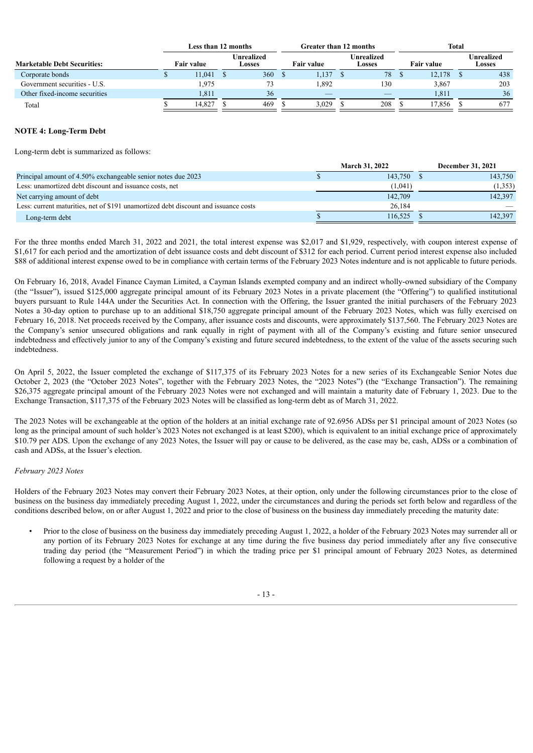| Marketable Debt Securities: | Less than 12 months | | Greater than 12 months | | Total | |
|---|---|---|---|---|---|---|
| | Fair value | Unrealized Losses | Fair value | Unrealized Losses | Fair value | Unrealized Losses |
| Corporate bonds | $ 11,041 | $ 360 | $ 1,137 | $ 78 | $ 12,178 | $ 438 |
| Government securities - U.S. | 1,975 | 73 | 1,892 | 130 | 3,867 | 203 |
| Other fixed-income securities | 1,811 | 36 | — | — | 1,811 | 36 |
| Total | $ 14,827 | $ 469 | $ 3,029 | $ 208 | $ 17,856 | $ 677 |

## NOTE 4: Long-Term Debt

Long-term debt is summarized as follows:

| | March 31, 2022 | December 31, 2021 |
|---|---|---|
| Principal amount of 4.50% exchangeable senior notes due 2023 | $ 143,750 | $ 143,750 |
| Less: unamortized debt discount and issuance costs, net | (1,041) | (1,353) |
| Net carrying amount of debt | 142,709 | 142,397 |
| Less: current maturities, net of $191 unamortized debt discount and issuance costs | 26,184 | — |
| Long-term debt | $ 116,525 | $ 142,397 |

For the three months ended March 31, 2022 and 2021, the total interest expense was $2,017 and $1,929, respectively, with coupon interest expense of $1,617 for each period and the amortization of debt issuance costs and debt discount of $312 for each period. Current period interest expense also included $88 of additional interest expense owed to be in compliance with certain terms of the February 2023 Notes indenture and is not applicable to future periods.

On February 16, 2018, Avadel Finance Cayman Limited, a Cayman Islands exempted company and an indirect wholly-owned subsidiary of the Company (the "Issuer"), issued $125,000 aggregate principal amount of its February 2023 Notes in a private placement (the "Offering") to qualified institutional buyers pursuant to Rule 144A under the Securities Act. In connection with the Offering, the Issuer granted the initial purchasers of the February 2023 Notes a 30-day option to purchase up to an additional $18,750 aggregate principal amount of the February 2023 Notes, which was fully exercised on February 16, 2018. Net proceeds received by the Company, after issuance costs and discounts, were approximately $137,560. The February 2023 Notes are the Company's senior unsecured obligations and rank equally in right of payment with all of the Company's existing and future senior unsecured indebtedness and effectively junior to any of the Company's existing and future secured indebtedness, to the extent of the value of the assets securing such indebtedness.

On April 5, 2022, the Issuer completed the exchange of $117,375 of its February 2023 Notes for a new series of its Exchangeable Senior Notes due October 2, 2023 (the "October 2023 Notes", together with the February 2023 Notes, the "2023 Notes") (the "Exchange Transaction"). The remaining $26,375 aggregate principal amount of the February 2023 Notes were not exchanged and will maintain a maturity date of February 1, 2023. Due to the Exchange Transaction, $117,375 of the February 2023 Notes will be classified as long-term debt as of March 31, 2022.

The 2023 Notes will be exchangeable at the option of the holders at an initial exchange rate of 92.6956 ADSs per $1 principal amount of 2023 Notes (so long as the principal amount of such holder's 2023 Notes not exchanged is at least $200), which is equivalent to an initial exchange price of approximately $10.79 per ADS. Upon the exchange of any 2023 Notes, the Issuer will pay or cause to be delivered, as the case may be, cash, ADSs or a combination of cash and ADSs, at the Issuer's election.

*February 2023 Notes*

Holders of the February 2023 Notes may convert their February 2023 Notes, at their option, only under the following circumstances prior to the close of business on the business day immediately preceding August 1, 2022, under the circumstances and during the periods set forth below and regardless of the conditions described below, on or after August 1, 2022 and prior to the close of business on the business day immediately preceding the maturity date:

- Prior to the close of business on the business day immediately preceding August 1, 2022, a holder of the February 2023 Notes may surrender all or any portion of its February 2023 Notes for exchange at any time during the five business day period immediately after any five consecutive trading day period (the "Measurement Period") in which the trading price per $1 principal amount of February 2023 Notes, as determined following a request by a holder of the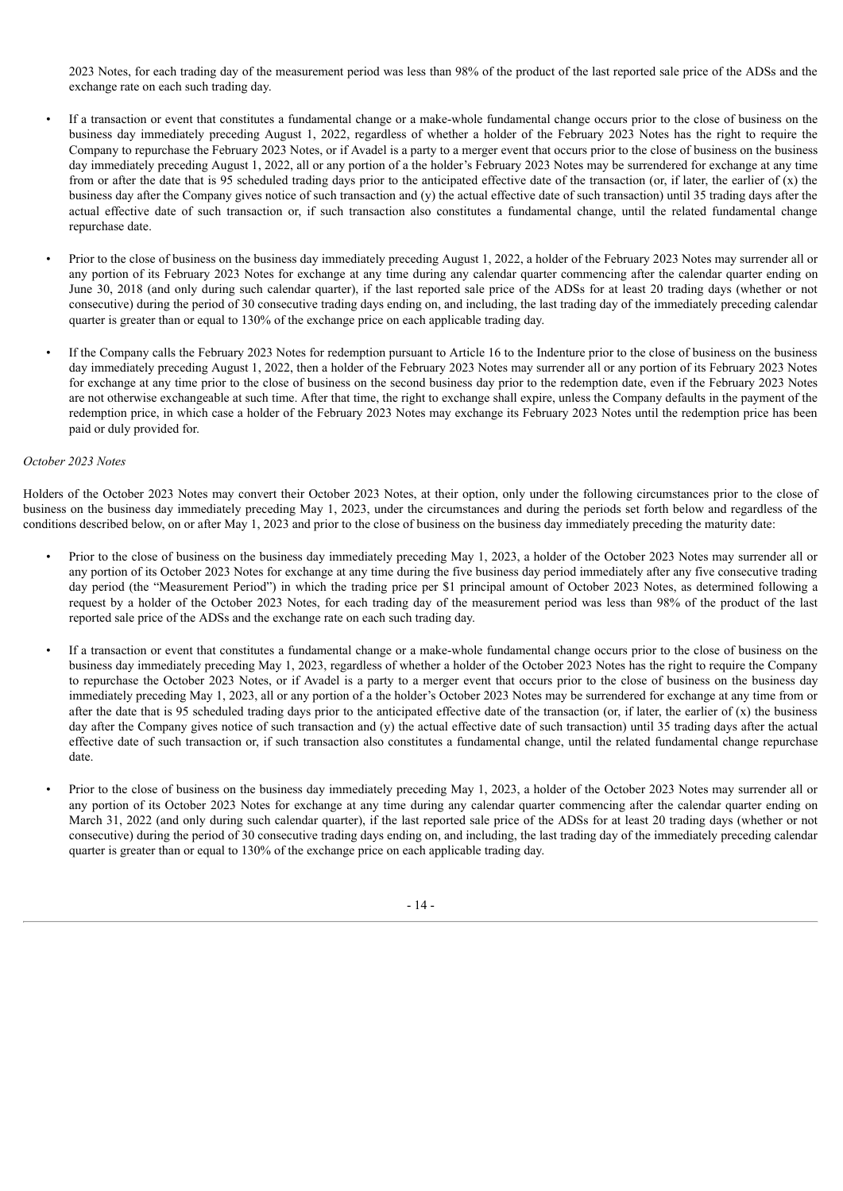2023 Notes, for each trading day of the measurement period was less than 98% of the product of the last reported sale price of the ADSs and the exchange rate on each such trading day.

- If a transaction or event that constitutes a fundamental change or a make-whole fundamental change occurs prior to the close of business on the business day immediately preceding August 1, 2022, regardless of whether a holder of the February 2023 Notes has the right to require the Company to repurchase the February 2023 Notes, or if Avadel is a party to a merger event that occurs prior to the close of business on the business day immediately preceding August 1, 2022, all or any portion of a the holder's February 2023 Notes may be surrendered for exchange at any time from or after the date that is 95 scheduled trading days prior to the anticipated effective date of the transaction (or, if later, the earlier of (x) the business day after the Company gives notice of such transaction and (y) the actual effective date of such transaction) until 35 trading days after the actual effective date of such transaction or, if such transaction also constitutes a fundamental change, until the related fundamental change repurchase date.

- Prior to the close of business on the business day immediately preceding August 1, 2022, a holder of the February 2023 Notes may surrender all or any portion of its February 2023 Notes for exchange at any time during any calendar quarter commencing after the calendar quarter ending on June 30, 2018 (and only during such calendar quarter), if the last reported sale price of the ADSs for at least 20 trading days (whether or not consecutive) during the period of 30 consecutive trading days ending on, and including, the last trading day of the immediately preceding calendar quarter is greater than or equal to 130% of the exchange price on each applicable trading day.

- If the Company calls the February 2023 Notes for redemption pursuant to Article 16 to the Indenture prior to the close of business on the business day immediately preceding August 1, 2022, then a holder of the February 2023 Notes may surrender all or any portion of its February 2023 Notes for exchange at any time prior to the close of business on the second business day prior to the redemption date, even if the February 2023 Notes are not otherwise exchangeable at such time. After that time, the right to exchange shall expire, unless the Company defaults in the payment of the redemption price, in which case a holder of the February 2023 Notes may exchange its February 2023 Notes until the redemption price has been paid or duly provided for.

*October 2023 Notes*

Holders of the October 2023 Notes may convert their October 2023 Notes, at their option, only under the following circumstances prior to the close of business on the business day immediately preceding May 1, 2023, under the circumstances and during the periods set forth below and regardless of the conditions described below, on or after May 1, 2023 and prior to the close of business on the business day immediately preceding the maturity date:

- Prior to the close of business on the business day immediately preceding May 1, 2023, a holder of the October 2023 Notes may surrender all or any portion of its October 2023 Notes for exchange at any time during the five business day period immediately after any five consecutive trading day period (the "Measurement Period") in which the trading price per $1 principal amount of October 2023 Notes, as determined following a request by a holder of the October 2023 Notes, for each trading day of the measurement period was less than 98% of the product of the last reported sale price of the ADSs and the exchange rate on each such trading day.

- If a transaction or event that constitutes a fundamental change or a make-whole fundamental change occurs prior to the close of business on the business day immediately preceding May 1, 2023, regardless of whether a holder of the October 2023 Notes has the right to require the Company to repurchase the October 2023 Notes, or if Avadel is a party to a merger event that occurs prior to the close of business on the business day immediately preceding May 1, 2023, all or any portion of a the holder's October 2023 Notes may be surrendered for exchange at any time from or after the date that is 95 scheduled trading days prior to the anticipated effective date of the transaction (or, if later, the earlier of (x) the business day after the Company gives notice of such transaction and (y) the actual effective date of such transaction) until 35 trading days after the actual effective date of such transaction or, if such transaction also constitutes a fundamental change, until the related fundamental change repurchase date.

- Prior to the close of business on the business day immediately preceding May 1, 2023, a holder of the October 2023 Notes may surrender all or any portion of its October 2023 Notes for exchange at any time during any calendar quarter commencing after the calendar quarter ending on March 31, 2022 (and only during such calendar quarter), if the last reported sale price of the ADSs for at least 20 trading days (whether or not consecutive) during the period of 30 consecutive trading days ending on, and including, the last trading day of the immediately preceding calendar quarter is greater than or equal to 130% of the exchange price on each applicable trading day.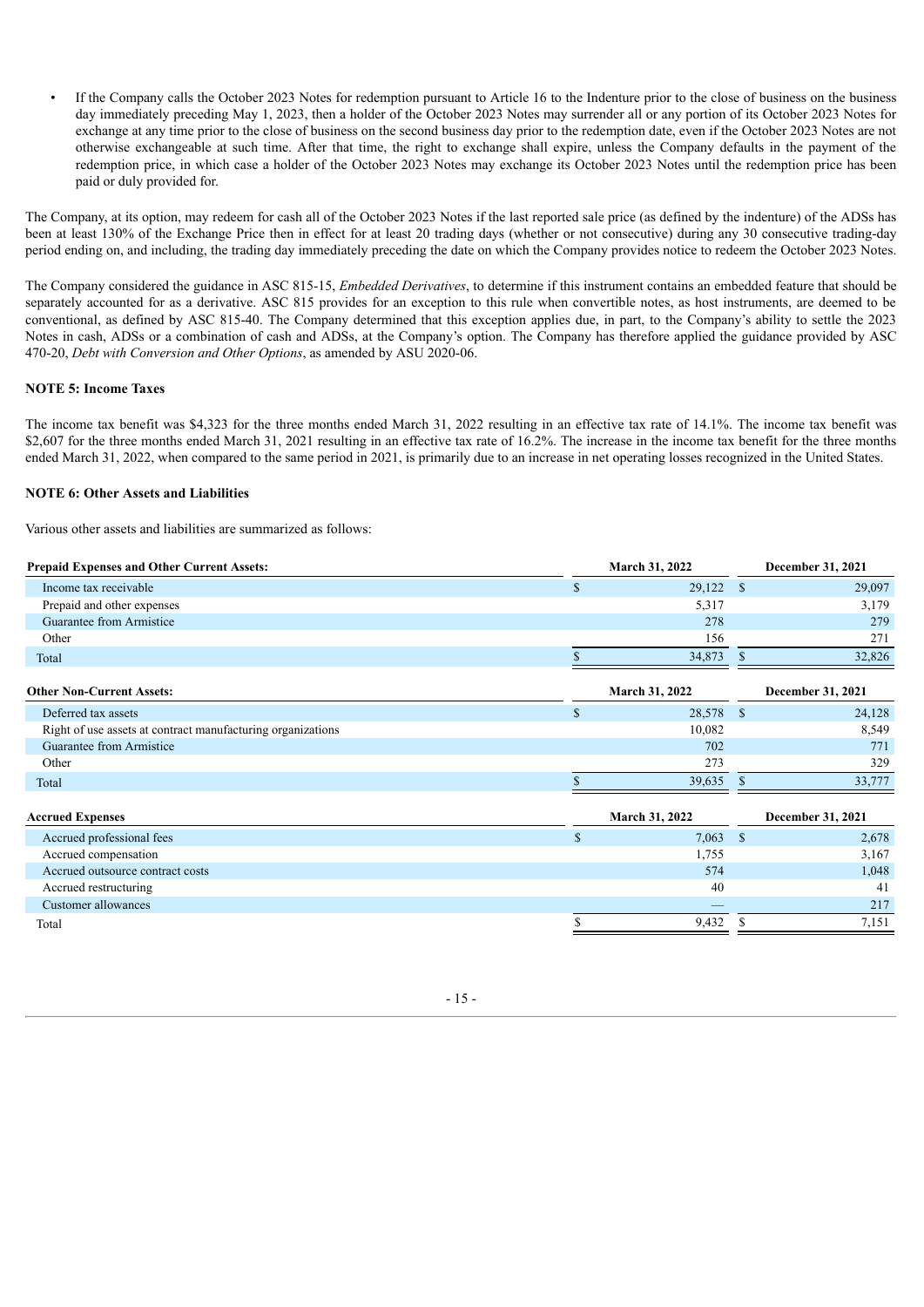- If the Company calls the October 2023 Notes for redemption pursuant to Article 16 to the Indenture prior to the close of business on the business day immediately preceding May 1, 2023, then a holder of the October 2023 Notes may surrender all or any portion of its October 2023 Notes for exchange at any time prior to the close of business on the second business day prior to the redemption date, even if the October 2023 Notes are not otherwise exchangeable at such time. After that time, the right to exchange shall expire, unless the Company defaults in the payment of the redemption price, in which case a holder of the October 2023 Notes may exchange its October 2023 Notes until the redemption price has been paid or duly provided for.

The Company, at its option, may redeem for cash all of the October 2023 Notes if the last reported sale price (as defined by the indenture) of the ADSs has been at least 130% of the Exchange Price then in effect for at least 20 trading days (whether or not consecutive) during any 30 consecutive trading-day period ending on, and including, the trading day immediately preceding the date on which the Company provides notice to redeem the October 2023 Notes.

The Company considered the guidance in ASC 815-15, *Embedded Derivatives*, to determine if this instrument contains an embedded feature that should be separately accounted for as a derivative. ASC 815 provides for an exception to this rule when convertible notes, as host instruments, are deemed to be conventional, as defined by ASC 815-40. The Company determined that this exception applies due, in part, to the Company's ability to settle the 2023 Notes in cash, ADSs or a combination of cash and ADSs, at the Company's option. The Company has therefore applied the guidance provided by ASC 470-20, *Debt with Conversion and Other Options*, as amended by ASU 2020-06.

**NOTE 5: Income Taxes**

The income tax benefit was $4,323 for the three months ended March 31, 2022 resulting in an effective tax rate of 14.1%. The income tax benefit was $2,607 for the three months ended March 31, 2021 resulting in an effective tax rate of 16.2%. The increase in the income tax benefit for the three months ended March 31, 2022, when compared to the same period in 2021, is primarily due to an increase in net operating losses recognized in the United States.

**NOTE 6: Other Assets and Liabilities**

Various other assets and liabilities are summarized as follows:

| **Prepaid Expenses and Other Current Assets:** | **March 31, 2022** | **December 31, 2021** |
|---|---|---|
| Income tax receivable | $ 29,122 | $ 29,097 |
| Prepaid and other expenses | 5,317 | 3,179 |
| Guarantee from Armistice | 278 | 279 |
| Other | 156 | 271 |
| Total | $ 34,873 | $ 32,826 |

| **Other Non-Current Assets:** | **March 31, 2022** | **December 31, 2021** |
|---|---|---|
| Deferred tax assets | $ 28,578 | $ 24,128 |
| Right of use assets at contract manufacturing organizations | 10,082 | 8,549 |
| Guarantee from Armistice | 702 | 771 |
| Other | 273 | 329 |
| Total | $ 39,635 | $ 33,777 |

| **Accrued Expenses** | **March 31, 2022** | **December 31, 2021** |
|---|---|---|
| Accrued professional fees | $ 7,063 | $ 2,678 |
| Accrued compensation | 1,755 | 3,167 |
| Accrued outsource contract costs | 574 | 1,048 |
| Accrued restructuring | 40 | 41 |
| Customer allowances | — | 217 |
| Total | $ 9,432 | $ 7,151 |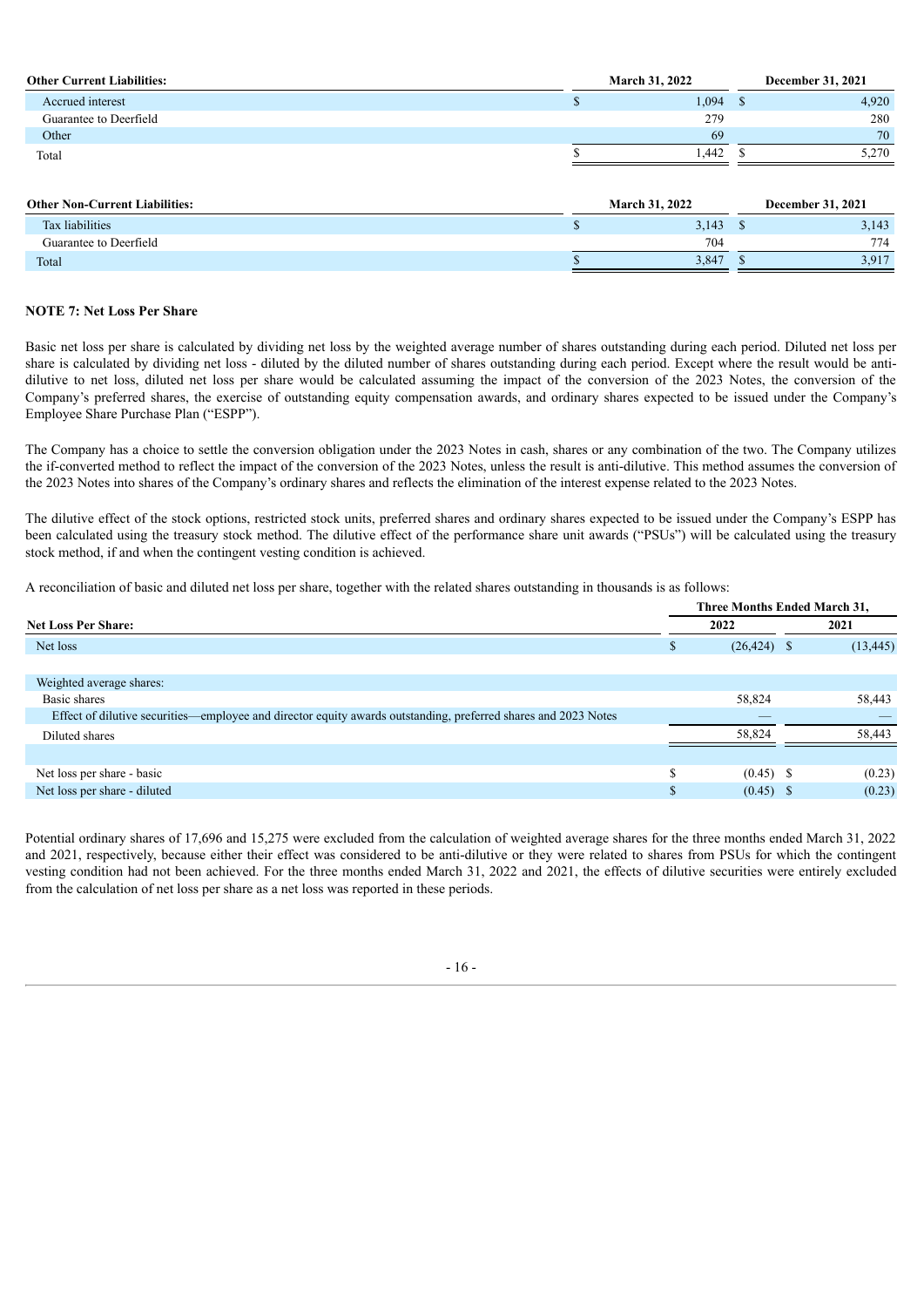| Other Current Liabilities: | March 31, 2022 | December 31, 2021 |
|---|---|---|
| Accrued interest | $ 1,094 | $ 4,920 |
| Guarantee to Deerfield | 279 | 280 |
| Other | 69 | 70 |
| Total | $ 1,442 | $ 5,270 |

| Other Non-Current Liabilities: | March 31, 2022 | December 31, 2021 |
|---|---|---|
| Tax liabilities | $ 3,143 | $ 3,143 |
| Guarantee to Deerfield | 704 | 774 |
| Total | $ 3,847 | $ 3,917 |

## NOTE 7: Net Loss Per Share

Basic net loss per share is calculated by dividing net loss by the weighted average number of shares outstanding during each period. Diluted net loss per share is calculated by dividing net loss - diluted by the diluted number of shares outstanding during each period. Except where the result would be anti-dilutive to net loss, diluted net loss per share would be calculated assuming the impact of the conversion of the 2023 Notes, the conversion of the Company's preferred shares, the exercise of outstanding equity compensation awards, and ordinary shares expected to be issued under the Company's Employee Share Purchase Plan ("ESPP").

The Company has a choice to settle the conversion obligation under the 2023 Notes in cash, shares or any combination of the two. The Company utilizes the if-converted method to reflect the impact of the conversion of the 2023 Notes, unless the result is anti-dilutive. This method assumes the conversion of the 2023 Notes into shares of the Company's ordinary shares and reflects the elimination of the interest expense related to the 2023 Notes.

The dilutive effect of the stock options, restricted stock units, preferred shares and ordinary shares expected to be issued under the Company's ESPP has been calculated using the treasury stock method. The dilutive effect of the performance share unit awards ("PSUs") will be calculated using the treasury stock method, if and when the contingent vesting condition is achieved.

A reconciliation of basic and diluted net loss per share, together with the related shares outstanding in thousands is as follows:

| | Three Months Ended March 31, | |
|---|---|---|
| Net Loss Per Share: | 2022 | 2021 |
| Net loss | $ (26,424) | $ (13,445) |
| | | |
| Weighted average shares: | | |
| Basic shares | 58,824 | 58,443 |
| Effect of dilutive securities—employee and director equity awards outstanding, preferred shares and 2023 Notes | — | — |
| Diluted shares | 58,824 | 58,443 |
| | | |
| Net loss per share - basic | $ (0.45) | $ (0.23) |
| Net loss per share - diluted | $ (0.45) | $ (0.23) |

Potential ordinary shares of 17,696 and 15,275 were excluded from the calculation of weighted average shares for the three months ended March 31, 2022 and 2021, respectively, because either their effect was considered to be anti-dilutive or they were related to shares from PSUs for which the contingent vesting condition had not been achieved. For the three months ended March 31, 2022 and 2021, the effects of dilutive securities were entirely excluded from the calculation of net loss per share as a net loss was reported in these periods.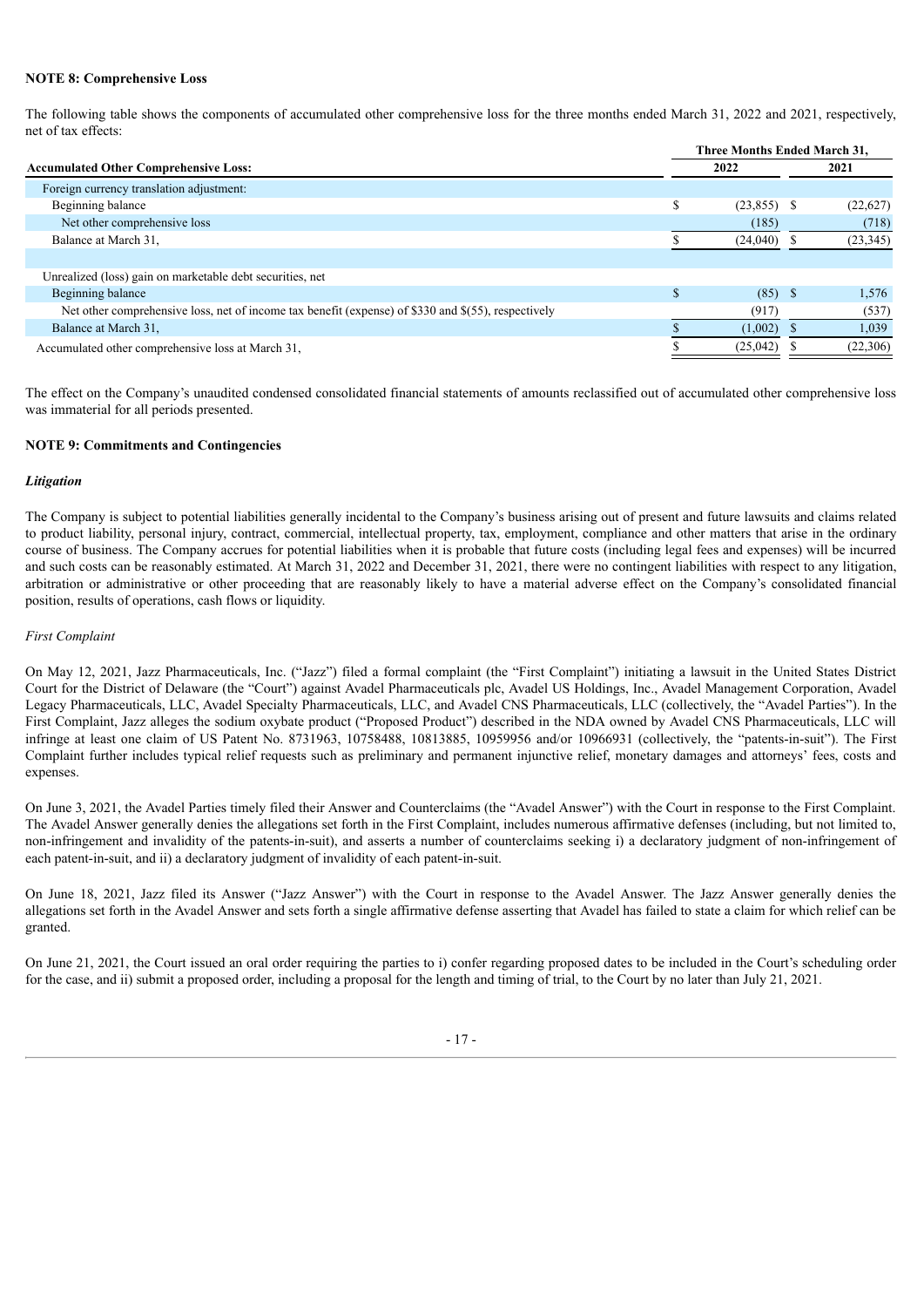**NOTE 8: Comprehensive Loss**

The following table shows the components of accumulated other comprehensive loss for the three months ended March 31, 2022 and 2021, respectively, net of tax effects:

| **Accumulated Other Comprehensive Loss:** | **Three Months Ended March 31,** | |
|---|---|---|
| | **2022** | **2021** |
| Foreign currency translation adjustment: | | |
| Beginning balance | $ (23,855) | $ (22,627) |
| Net other comprehensive loss | (185) | (718) |
| Balance at March 31, | $ (24,040) | $ (23,345) |
| | | |
| Unrealized (loss) gain on marketable debt securities, net | | |
| Beginning balance | $ (85) | $ 1,576 |
| Net other comprehensive loss, net of income tax benefit (expense) of $330 and $(55), respectively | (917) | (537) |
| Balance at March 31, | $ (1,002) | $ 1,039 |
| Accumulated other comprehensive loss at March 31, | $ (25,042) | $ (22,306) |

The effect on the Company's unaudited condensed consolidated financial statements of amounts reclassified out of accumulated other comprehensive loss was immaterial for all periods presented.

**NOTE 9: Commitments and Contingencies**

***Litigation***

The Company is subject to potential liabilities generally incidental to the Company's business arising out of present and future lawsuits and claims related to product liability, personal injury, contract, commercial, intellectual property, tax, employment, compliance and other matters that arise in the ordinary course of business. The Company accrues for potential liabilities when it is probable that future costs (including legal fees and expenses) will be incurred and such costs can be reasonably estimated. At March 31, 2022 and December 31, 2021, there were no contingent liabilities with respect to any litigation, arbitration or administrative or other proceeding that are reasonably likely to have a material adverse effect on the Company's consolidated financial position, results of operations, cash flows or liquidity.

*First Complaint*

On May 12, 2021, Jazz Pharmaceuticals, Inc. ("Jazz") filed a formal complaint (the "First Complaint") initiating a lawsuit in the United States District Court for the District of Delaware (the "Court") against Avadel Pharmaceuticals plc, Avadel US Holdings, Inc., Avadel Management Corporation, Avadel Legacy Pharmaceuticals, LLC, Avadel Specialty Pharmaceuticals, LLC, and Avadel CNS Pharmaceuticals, LLC (collectively, the "Avadel Parties"). In the First Complaint, Jazz alleges the sodium oxybate product ("Proposed Product") described in the NDA owned by Avadel CNS Pharmaceuticals, LLC will infringe at least one claim of US Patent No. 8731963, 10758488, 10813885, 10959956 and/or 10966931 (collectively, the "patents-in-suit"). The First Complaint further includes typical relief requests such as preliminary and permanent injunctive relief, monetary damages and attorneys' fees, costs and expenses.

On June 3, 2021, the Avadel Parties timely filed their Answer and Counterclaims (the "Avadel Answer") with the Court in response to the First Complaint. The Avadel Answer generally denies the allegations set forth in the First Complaint, includes numerous affirmative defenses (including, but not limited to, non-infringement and invalidity of the patents-in-suit), and asserts a number of counterclaims seeking i) a declaratory judgment of non-infringement of each patent-in-suit, and ii) a declaratory judgment of invalidity of each patent-in-suit.

On June 18, 2021, Jazz filed its Answer ("Jazz Answer") with the Court in response to the Avadel Answer. The Jazz Answer generally denies the allegations set forth in the Avadel Answer and sets forth a single affirmative defense asserting that Avadel has failed to state a claim for which relief can be granted.

On June 21, 2021, the Court issued an oral order requiring the parties to i) confer regarding proposed dates to be included in the Court's scheduling order for the case, and ii) submit a proposed order, including a proposal for the length and timing of trial, to the Court by no later than July 21, 2021.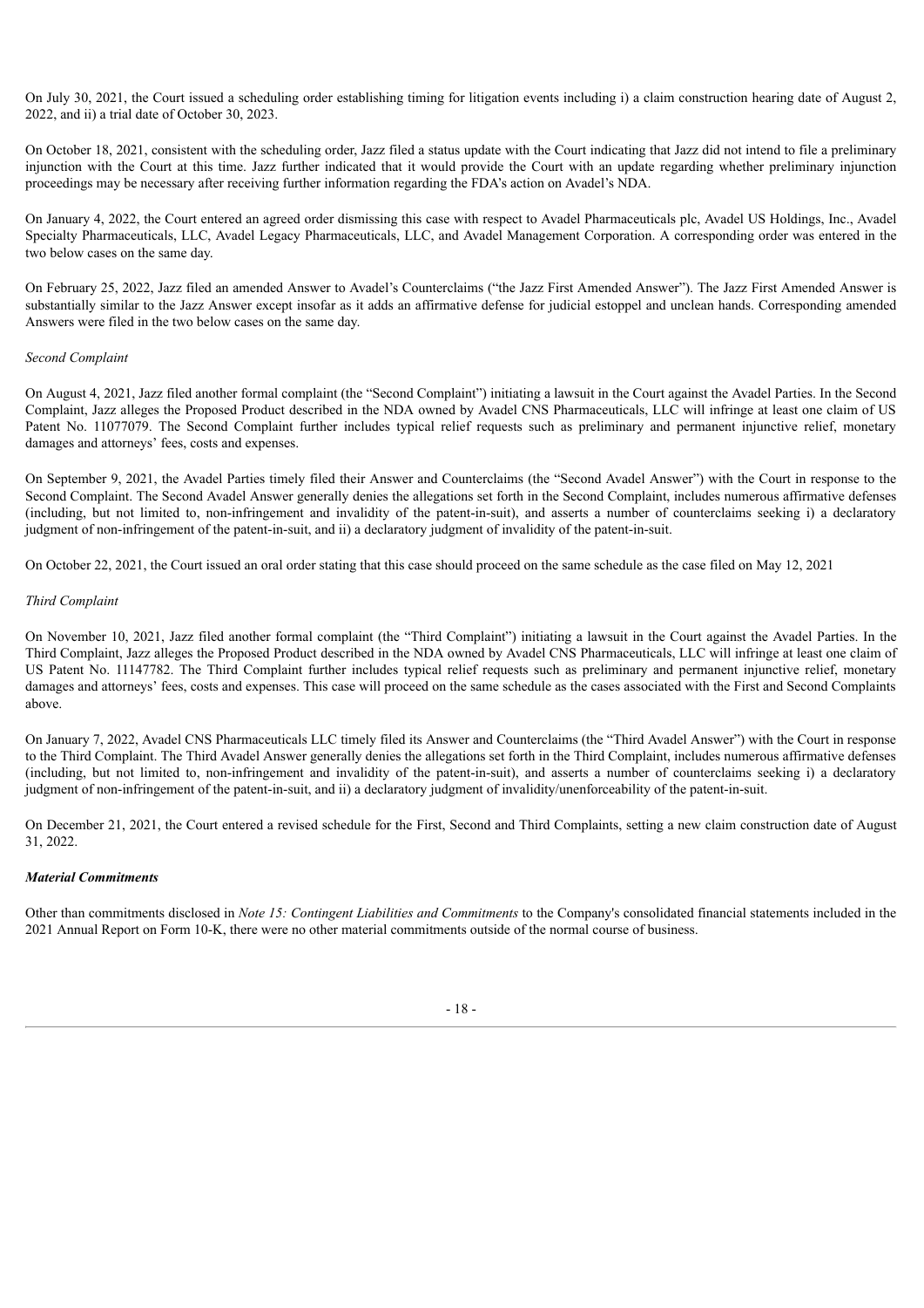On July 30, 2021, the Court issued a scheduling order establishing timing for litigation events including i) a claim construction hearing date of August 2, 2022, and ii) a trial date of October 30, 2023.

On October 18, 2021, consistent with the scheduling order, Jazz filed a status update with the Court indicating that Jazz did not intend to file a preliminary injunction with the Court at this time. Jazz further indicated that it would provide the Court with an update regarding whether preliminary injunction proceedings may be necessary after receiving further information regarding the FDA's action on Avadel's NDA.

On January 4, 2022, the Court entered an agreed order dismissing this case with respect to Avadel Pharmaceuticals plc, Avadel US Holdings, Inc., Avadel Specialty Pharmaceuticals, LLC, Avadel Legacy Pharmaceuticals, LLC, and Avadel Management Corporation. A corresponding order was entered in the two below cases on the same day.

On February 25, 2022, Jazz filed an amended Answer to Avadel's Counterclaims ("the Jazz First Amended Answer"). The Jazz First Amended Answer is substantially similar to the Jazz Answer except insofar as it adds an affirmative defense for judicial estoppel and unclean hands. Corresponding amended Answers were filed in the two below cases on the same day.

*Second Complaint*

On August 4, 2021, Jazz filed another formal complaint (the "Second Complaint") initiating a lawsuit in the Court against the Avadel Parties. In the Second Complaint, Jazz alleges the Proposed Product described in the NDA owned by Avadel CNS Pharmaceuticals, LLC will infringe at least one claim of US Patent No. 11077079. The Second Complaint further includes typical relief requests such as preliminary and permanent injunctive relief, monetary damages and attorneys' fees, costs and expenses.

On September 9, 2021, the Avadel Parties timely filed their Answer and Counterclaims (the "Second Avadel Answer") with the Court in response to the Second Complaint. The Second Avadel Answer generally denies the allegations set forth in the Second Complaint, includes numerous affirmative defenses (including, but not limited to, non-infringement and invalidity of the patent-in-suit), and asserts a number of counterclaims seeking i) a declaratory judgment of non-infringement of the patent-in-suit, and ii) a declaratory judgment of invalidity of the patent-in-suit.

On October 22, 2021, the Court issued an oral order stating that this case should proceed on the same schedule as the case filed on May 12, 2021

*Third Complaint*

On November 10, 2021, Jazz filed another formal complaint (the "Third Complaint") initiating a lawsuit in the Court against the Avadel Parties. In the Third Complaint, Jazz alleges the Proposed Product described in the NDA owned by Avadel CNS Pharmaceuticals, LLC will infringe at least one claim of US Patent No. 11147782. The Third Complaint further includes typical relief requests such as preliminary and permanent injunctive relief, monetary damages and attorneys' fees, costs and expenses. This case will proceed on the same schedule as the cases associated with the First and Second Complaints above.

On January 7, 2022, Avadel CNS Pharmaceuticals LLC timely filed its Answer and Counterclaims (the "Third Avadel Answer") with the Court in response to the Third Complaint. The Third Avadel Answer generally denies the allegations set forth in the Third Complaint, includes numerous affirmative defenses (including, but not limited to, non-infringement and invalidity of the patent-in-suit), and asserts a number of counterclaims seeking i) a declaratory judgment of non-infringement of the patent-in-suit, and ii) a declaratory judgment of invalidity/unenforceability of the patent-in-suit.

On December 21, 2021, the Court entered a revised schedule for the First, Second and Third Complaints, setting a new claim construction date of August 31, 2022.

***Material Commitments***

Other than commitments disclosed in *Note 15: Contingent Liabilities and Commitments* to the Company's consolidated financial statements included in the 2021 Annual Report on Form 10-K, there were no other material commitments outside of the normal course of business.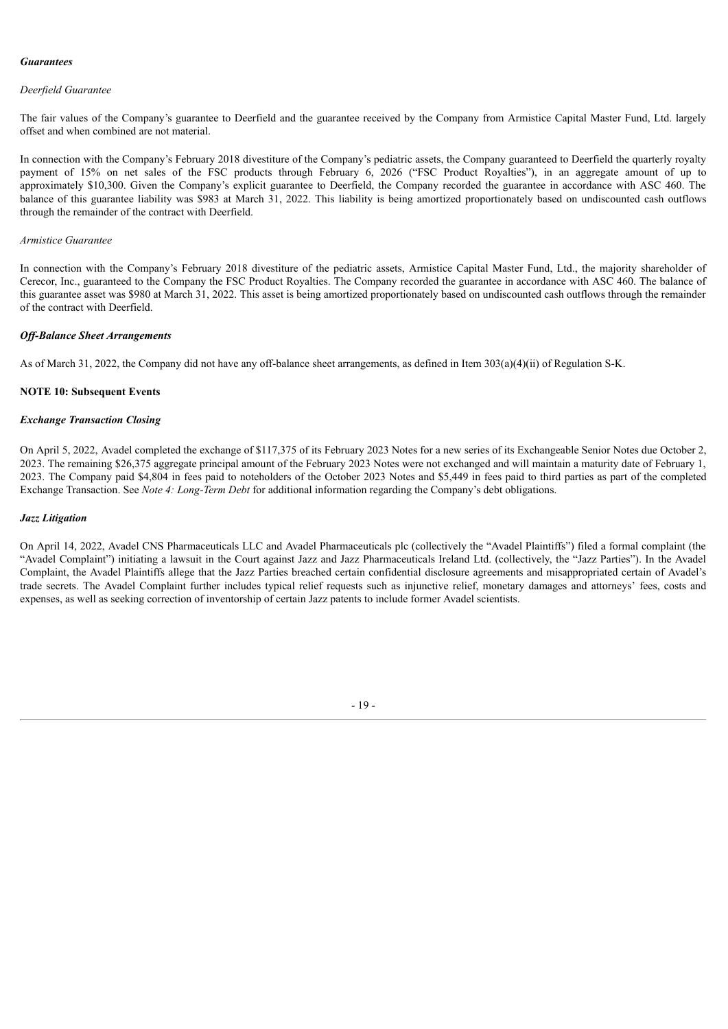***Guarantees***

*Deerfield Guarantee*

The fair values of the Company's guarantee to Deerfield and the guarantee received by the Company from Armistice Capital Master Fund, Ltd. largely offset and when combined are not material.

In connection with the Company's February 2018 divestiture of the Company's pediatric assets, the Company guaranteed to Deerfield the quarterly royalty payment of 15% on net sales of the FSC products through February 6, 2026 ("FSC Product Royalties"), in an aggregate amount of up to approximately $10,300. Given the Company's explicit guarantee to Deerfield, the Company recorded the guarantee in accordance with ASC 460. The balance of this guarantee liability was $983 at March 31, 2022. This liability is being amortized proportionately based on undiscounted cash outflows through the remainder of the contract with Deerfield.

*Armistice Guarantee*

In connection with the Company's February 2018 divestiture of the pediatric assets, Armistice Capital Master Fund, Ltd., the majority shareholder of Cerecor, Inc., guaranteed to the Company the FSC Product Royalties. The Company recorded the guarantee in accordance with ASC 460. The balance of this guarantee asset was $980 at March 31, 2022. This asset is being amortized proportionately based on undiscounted cash outflows through the remainder of the contract with Deerfield.

***Off-Balance Sheet Arrangements***

As of March 31, 2022, the Company did not have any off-balance sheet arrangements, as defined in Item 303(a)(4)(ii) of Regulation S-K.

**NOTE 10: Subsequent Events**

***Exchange Transaction Closing***

On April 5, 2022, Avadel completed the exchange of $117,375 of its February 2023 Notes for a new series of its Exchangeable Senior Notes due October 2, 2023. The remaining $26,375 aggregate principal amount of the February 2023 Notes were not exchanged and will maintain a maturity date of February 1, 2023. The Company paid $4,804 in fees paid to noteholders of the October 2023 Notes and $5,449 in fees paid to third parties as part of the completed Exchange Transaction. See *Note 4: Long-Term Debt* for additional information regarding the Company's debt obligations.

***Jazz Litigation***

On April 14, 2022, Avadel CNS Pharmaceuticals LLC and Avadel Pharmaceuticals plc (collectively the "Avadel Plaintiffs") filed a formal complaint (the "Avadel Complaint") initiating a lawsuit in the Court against Jazz and Jazz Pharmaceuticals Ireland Ltd. (collectively, the "Jazz Parties"). In the Avadel Complaint, the Avadel Plaintiffs allege that the Jazz Parties breached certain confidential disclosure agreements and misappropriated certain of Avadel's trade secrets. The Avadel Complaint further includes typical relief requests such as injunctive relief, monetary damages and attorneys' fees, costs and expenses, as well as seeking correction of inventorship of certain Jazz patents to include former Avadel scientists.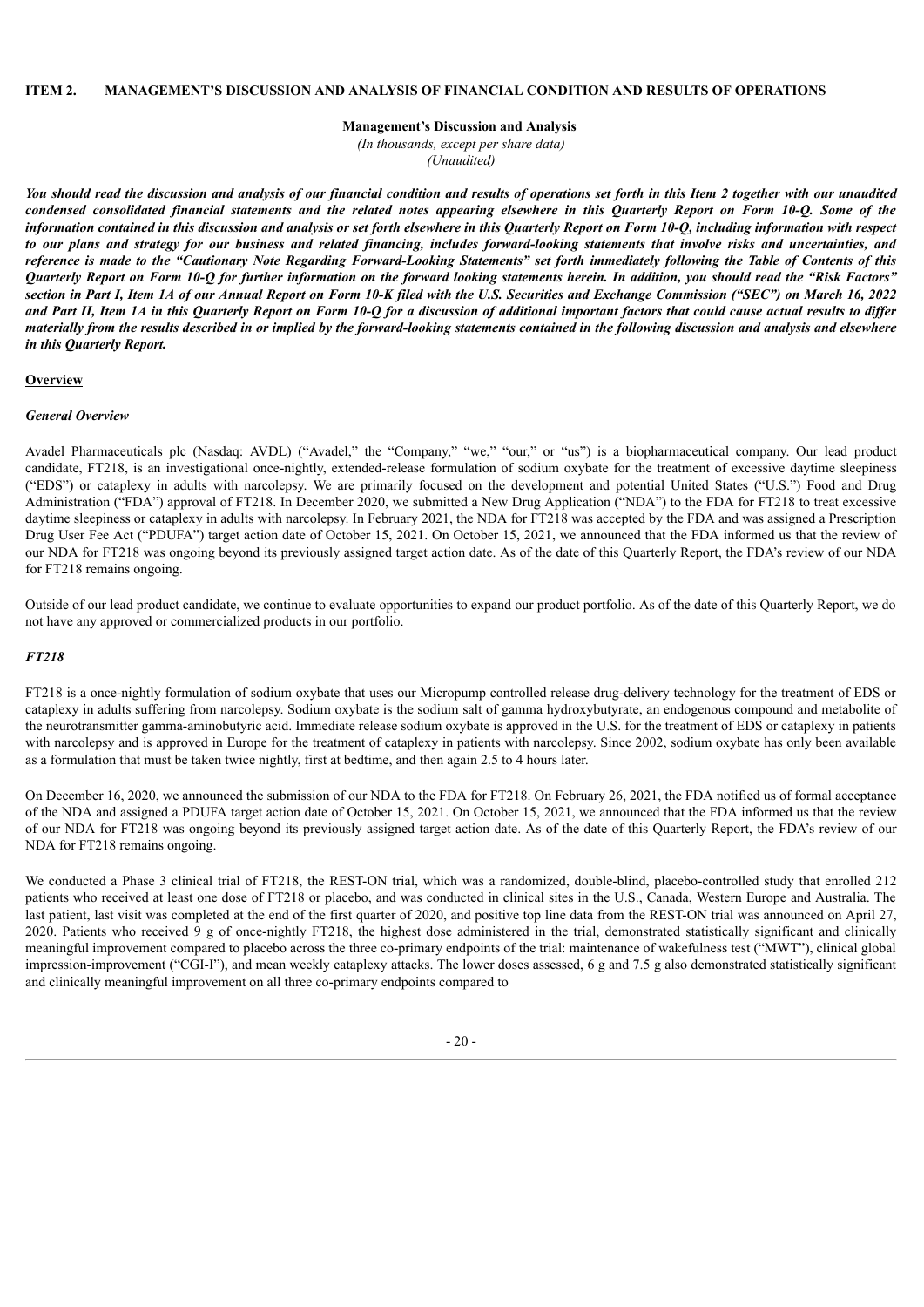## ITEM 2. MANAGEMENT'S DISCUSSION AND ANALYSIS OF FINANCIAL CONDITION AND RESULTS OF OPERATIONS

**Management's Discussion and Analysis**

*(In thousands, except per share data)*

*(Unaudited)*

***You should read the discussion and analysis of our financial condition and results of operations set forth in this Item 2 together with our unaudited condensed consolidated financial statements and the related notes appearing elsewhere in this Quarterly Report on Form 10-Q. Some of the information contained in this discussion and analysis or set forth elsewhere in this Quarterly Report on Form 10-Q, including information with respect to our plans and strategy for our business and related financing, includes forward-looking statements that involve risks and uncertainties, and reference is made to the "Cautionary Note Regarding Forward-Looking Statements" set forth immediately following the Table of Contents of this Quarterly Report on Form 10-Q for further information on the forward looking statements herein. In addition, you should read the "Risk Factors" section in Part I, Item 1A of our Annual Report on Form 10-K filed with the U.S. Securities and Exchange Commission ("SEC") on March 16, 2022 and Part II, Item 1A in this Quarterly Report on Form 10-Q for a discussion of additional important factors that could cause actual results to differ materially from the results described in or implied by the forward-looking statements contained in the following discussion and analysis and elsewhere in this Quarterly Report.***

### Overview

#### *General Overview*

Avadel Pharmaceuticals plc (Nasdaq: AVDL) ("Avadel," the "Company," "we," "our," or "us") is a biopharmaceutical company. Our lead product candidate, FT218, is an investigational once-nightly, extended-release formulation of sodium oxybate for the treatment of excessive daytime sleepiness ("EDS") or cataplexy in adults with narcolepsy. We are primarily focused on the development and potential United States ("U.S.") Food and Drug Administration ("FDA") approval of FT218. In December 2020, we submitted a New Drug Application ("NDA") to the FDA for FT218 to treat excessive daytime sleepiness or cataplexy in adults with narcolepsy. In February 2021, the NDA for FT218 was accepted by the FDA and was assigned a Prescription Drug User Fee Act ("PDUFA") target action date of October 15, 2021. On October 15, 2021, we announced that the FDA informed us that the review of our NDA for FT218 was ongoing beyond its previously assigned target action date. As of the date of this Quarterly Report, the FDA's review of our NDA for FT218 remains ongoing.

Outside of our lead product candidate, we continue to evaluate opportunities to expand our product portfolio. As of the date of this Quarterly Report, we do not have any approved or commercialized products in our portfolio.

#### *FT218*

FT218 is a once-nightly formulation of sodium oxybate that uses our Micropump controlled release drug-delivery technology for the treatment of EDS or cataplexy in adults suffering from narcolepsy. Sodium oxybate is the sodium salt of gamma hydroxybutyrate, an endogenous compound and metabolite of the neurotransmitter gamma-aminobutyric acid. Immediate release sodium oxybate is approved in the U.S. for the treatment of EDS or cataplexy in patients with narcolepsy and is approved in Europe for the treatment of cataplexy in patients with narcolepsy. Since 2002, sodium oxybate has only been available as a formulation that must be taken twice nightly, first at bedtime, and then again 2.5 to 4 hours later.

On December 16, 2020, we announced the submission of our NDA to the FDA for FT218. On February 26, 2021, the FDA notified us of formal acceptance of the NDA and assigned a PDUFA target action date of October 15, 2021. On October 15, 2021, we announced that the FDA informed us that the review of our NDA for FT218 was ongoing beyond its previously assigned target action date. As of the date of this Quarterly Report, the FDA's review of our NDA for FT218 remains ongoing.

We conducted a Phase 3 clinical trial of FT218, the REST-ON trial, which was a randomized, double-blind, placebo-controlled study that enrolled 212 patients who received at least one dose of FT218 or placebo, and was conducted in clinical sites in the U.S., Canada, Western Europe and Australia. The last patient, last visit was completed at the end of the first quarter of 2020, and positive top line data from the REST-ON trial was announced on April 27, 2020. Patients who received 9 g of once-nightly FT218, the highest dose administered in the trial, demonstrated statistically significant and clinically meaningful improvement compared to placebo across the three co-primary endpoints of the trial: maintenance of wakefulness test ("MWT"), clinical global impression-improvement ("CGI-I"), and mean weekly cataplexy attacks. The lower doses assessed, 6 g and 7.5 g also demonstrated statistically significant and clinically meaningful improvement on all three co-primary endpoints compared to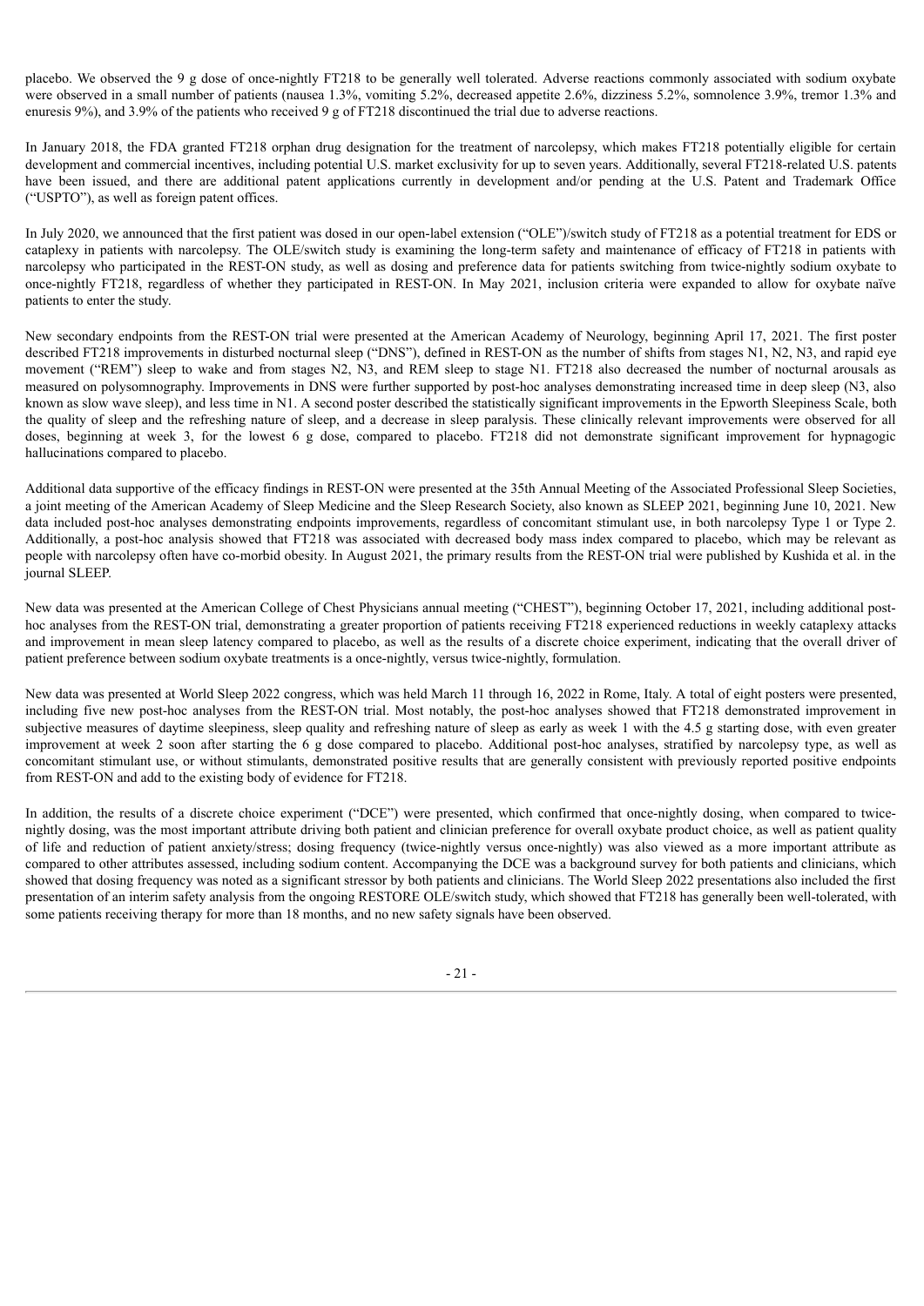placebo. We observed the 9 g dose of once-nightly FT218 to be generally well tolerated. Adverse reactions commonly associated with sodium oxybate were observed in a small number of patients (nausea 1.3%, vomiting 5.2%, decreased appetite 2.6%, dizziness 5.2%, somnolence 3.9%, tremor 1.3% and enuresis 9%), and 3.9% of the patients who received 9 g of FT218 discontinued the trial due to adverse reactions.

In January 2018, the FDA granted FT218 orphan drug designation for the treatment of narcolepsy, which makes FT218 potentially eligible for certain development and commercial incentives, including potential U.S. market exclusivity for up to seven years. Additionally, several FT218-related U.S. patents have been issued, and there are additional patent applications currently in development and/or pending at the U.S. Patent and Trademark Office ("USPTO"), as well as foreign patent offices.

In July 2020, we announced that the first patient was dosed in our open-label extension ("OLE")/switch study of FT218 as a potential treatment for EDS or cataplexy in patients with narcolepsy. The OLE/switch study is examining the long-term safety and maintenance of efficacy of FT218 in patients with narcolepsy who participated in the REST-ON study, as well as dosing and preference data for patients switching from twice-nightly sodium oxybate to once-nightly FT218, regardless of whether they participated in REST-ON. In May 2021, inclusion criteria were expanded to allow for oxybate naïve patients to enter the study.

New secondary endpoints from the REST-ON trial were presented at the American Academy of Neurology, beginning April 17, 2021. The first poster described FT218 improvements in disturbed nocturnal sleep ("DNS"), defined in REST-ON as the number of shifts from stages N1, N2, N3, and rapid eye movement ("REM") sleep to wake and from stages N2, N3, and REM sleep to stage N1. FT218 also decreased the number of nocturnal arousals as measured on polysomnography. Improvements in DNS were further supported by post-hoc analyses demonstrating increased time in deep sleep (N3, also known as slow wave sleep), and less time in N1. A second poster described the statistically significant improvements in the Epworth Sleepiness Scale, both the quality of sleep and the refreshing nature of sleep, and a decrease in sleep paralysis. These clinically relevant improvements were observed for all doses, beginning at week 3, for the lowest 6 g dose, compared to placebo. FT218 did not demonstrate significant improvement for hypnagogic hallucinations compared to placebo.

Additional data supportive of the efficacy findings in REST-ON were presented at the 35th Annual Meeting of the Associated Professional Sleep Societies, a joint meeting of the American Academy of Sleep Medicine and the Sleep Research Society, also known as SLEEP 2021, beginning June 10, 2021. New data included post-hoc analyses demonstrating endpoints improvements, regardless of concomitant stimulant use, in both narcolepsy Type 1 or Type 2. Additionally, a post-hoc analysis showed that FT218 was associated with decreased body mass index compared to placebo, which may be relevant as people with narcolepsy often have co-morbid obesity. In August 2021, the primary results from the REST-ON trial were published by Kushida et al. in the journal SLEEP.

New data was presented at the American College of Chest Physicians annual meeting ("CHEST"), beginning October 17, 2021, including additional post-hoc analyses from the REST-ON trial, demonstrating a greater proportion of patients receiving FT218 experienced reductions in weekly cataplexy attacks and improvement in mean sleep latency compared to placebo, as well as the results of a discrete choice experiment, indicating that the overall driver of patient preference between sodium oxybate treatments is a once-nightly, versus twice-nightly, formulation.

New data was presented at World Sleep 2022 congress, which was held March 11 through 16, 2022 in Rome, Italy. A total of eight posters were presented, including five new post-hoc analyses from the REST-ON trial. Most notably, the post-hoc analyses showed that FT218 demonstrated improvement in subjective measures of daytime sleepiness, sleep quality and refreshing nature of sleep as early as week 1 with the 4.5 g starting dose, with even greater improvement at week 2 soon after starting the 6 g dose compared to placebo. Additional post-hoc analyses, stratified by narcolepsy type, as well as concomitant stimulant use, or without stimulants, demonstrated positive results that are generally consistent with previously reported positive endpoints from REST-ON and add to the existing body of evidence for FT218.

In addition, the results of a discrete choice experiment ("DCE") were presented, which confirmed that once-nightly dosing, when compared to twice-nightly dosing, was the most important attribute driving both patient and clinician preference for overall oxybate product choice, as well as patient quality of life and reduction of patient anxiety/stress; dosing frequency (twice-nightly versus once-nightly) was also viewed as a more important attribute as compared to other attributes assessed, including sodium content. Accompanying the DCE was a background survey for both patients and clinicians, which showed that dosing frequency was noted as a significant stressor by both patients and clinicians. The World Sleep 2022 presentations also included the first presentation of an interim safety analysis from the ongoing RESTORE OLE/switch study, which showed that FT218 has generally been well-tolerated, with some patients receiving therapy for more than 18 months, and no new safety signals have been observed.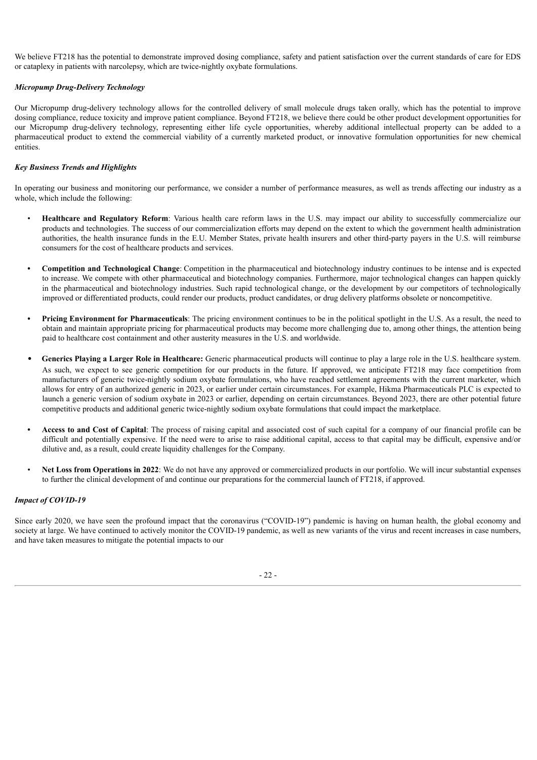We believe FT218 has the potential to demonstrate improved dosing compliance, safety and patient satisfaction over the current standards of care for EDS or cataplexy in patients with narcolepsy, which are twice-nightly oxybate formulations.

***Micropump Drug-Delivery Technology***

Our Micropump drug-delivery technology allows for the controlled delivery of small molecule drugs taken orally, which has the potential to improve dosing compliance, reduce toxicity and improve patient compliance. Beyond FT218, we believe there could be other product development opportunities for our Micropump drug-delivery technology, representing either life cycle opportunities, whereby additional intellectual property can be added to a pharmaceutical product to extend the commercial viability of a currently marketed product, or innovative formulation opportunities for new chemical entities.

***Key Business Trends and Highlights***

In operating our business and monitoring our performance, we consider a number of performance measures, as well as trends affecting our industry as a whole, which include the following:

- **Healthcare and Regulatory Reform**: Various health care reform laws in the U.S. may impact our ability to successfully commercialize our products and technologies. The success of our commercialization efforts may depend on the extent to which the government health administration authorities, the health insurance funds in the E.U. Member States, private health insurers and other third-party payers in the U.S. will reimburse consumers for the cost of healthcare products and services.

- **Competition and Technological Change**: Competition in the pharmaceutical and biotechnology industry continues to be intense and is expected to increase. We compete with other pharmaceutical and biotechnology companies. Furthermore, major technological changes can happen quickly in the pharmaceutical and biotechnology industries. Such rapid technological change, or the development by our competitors of technologically improved or differentiated products, could render our products, product candidates, or drug delivery platforms obsolete or noncompetitive.

- **Pricing Environment for Pharmaceuticals**: The pricing environment continues to be in the political spotlight in the U.S. As a result, the need to obtain and maintain appropriate pricing for pharmaceutical products may become more challenging due to, among other things, the attention being paid to healthcare cost containment and other austerity measures in the U.S. and worldwide.

- **Generics Playing a Larger Role in Healthcare:** Generic pharmaceutical products will continue to play a large role in the U.S. healthcare system. As such, we expect to see generic competition for our products in the future. If approved, we anticipate FT218 may face competition from manufacturers of generic twice-nightly sodium oxybate formulations, who have reached settlement agreements with the current marketer, which allows for entry of an authorized generic in 2023, or earlier under certain circumstances. For example, Hikma Pharmaceuticals PLC is expected to launch a generic version of sodium oxybate in 2023 or earlier, depending on certain circumstances. Beyond 2023, there are other potential future competitive products and additional generic twice-nightly sodium oxybate formulations that could impact the marketplace.

- **Access to and Cost of Capital**: The process of raising capital and associated cost of such capital for a company of our financial profile can be difficult and potentially expensive. If the need were to arise to raise additional capital, access to that capital may be difficult, expensive and/or dilutive and, as a result, could create liquidity challenges for the Company.

- **Net Loss from Operations in 2022**: We do not have any approved or commercialized products in our portfolio. We will incur substantial expenses to further the clinical development of and continue our preparations for the commercial launch of FT218, if approved.

***Impact of COVID-19***

Since early 2020, we have seen the profound impact that the coronavirus ("COVID-19") pandemic is having on human health, the global economy and society at large. We have continued to actively monitor the COVID-19 pandemic, as well as new variants of the virus and recent increases in case numbers, and have taken measures to mitigate the potential impacts to our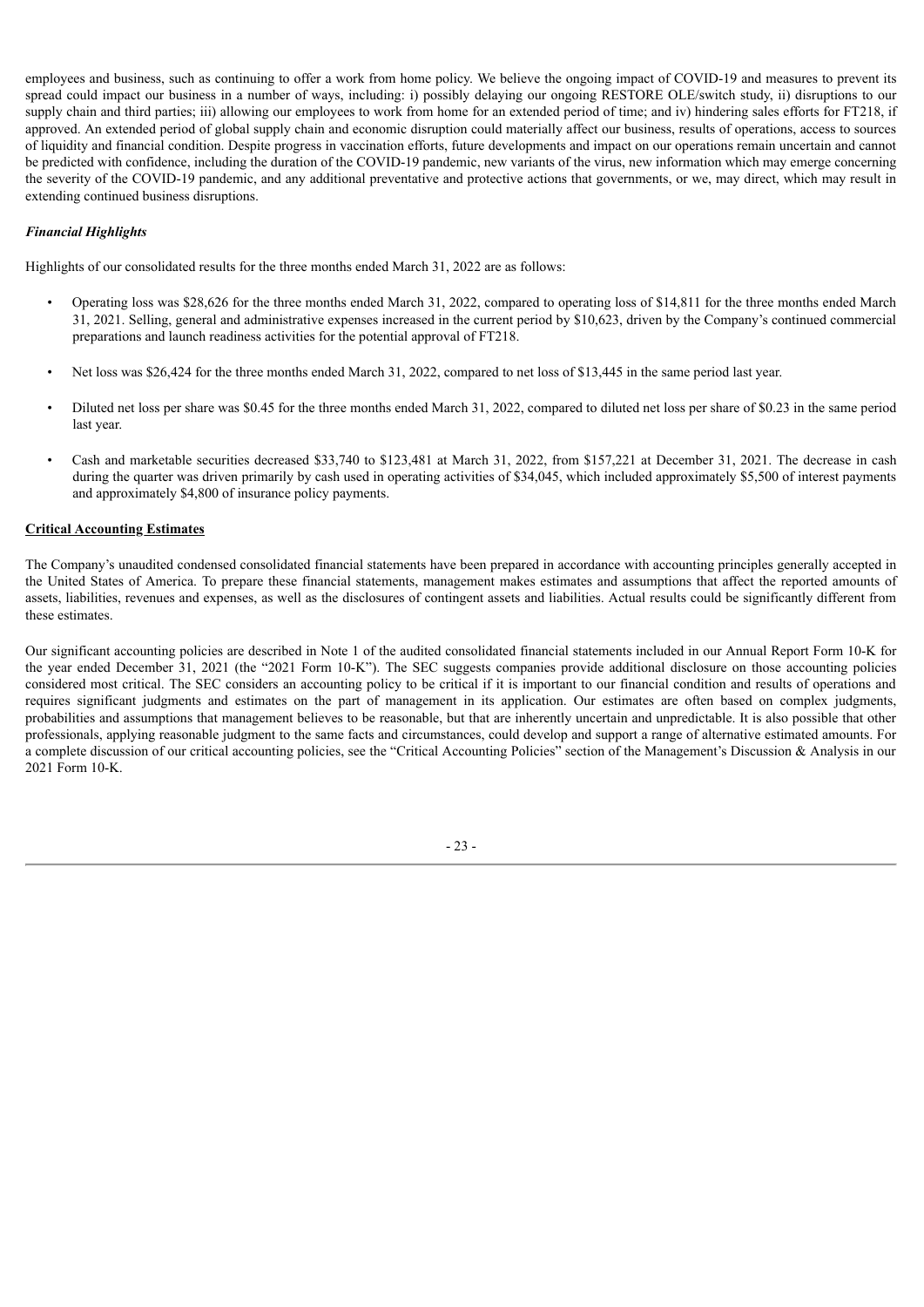employees and business, such as continuing to offer a work from home policy. We believe the ongoing impact of COVID-19 and measures to prevent its spread could impact our business in a number of ways, including: i) possibly delaying our ongoing RESTORE OLE/switch study, ii) disruptions to our supply chain and third parties; iii) allowing our employees to work from home for an extended period of time; and iv) hindering sales efforts for FT218, if approved. An extended period of global supply chain and economic disruption could materially affect our business, results of operations, access to sources of liquidity and financial condition. Despite progress in vaccination efforts, future developments and impact on our operations remain uncertain and cannot be predicted with confidence, including the duration of the COVID-19 pandemic, new variants of the virus, new information which may emerge concerning the severity of the COVID-19 pandemic, and any additional preventative and protective actions that governments, or we, may direct, which may result in extending continued business disruptions.

***Financial Highlights***

Highlights of our consolidated results for the three months ended March 31, 2022 are as follows:

- Operating loss was $28,626 for the three months ended March 31, 2022, compared to operating loss of $14,811 for the three months ended March 31, 2021. Selling, general and administrative expenses increased in the current period by $10,623, driven by the Company's continued commercial preparations and launch readiness activities for the potential approval of FT218.
- Net loss was $26,424 for the three months ended March 31, 2022, compared to net loss of $13,445 in the same period last year.
- Diluted net loss per share was $0.45 for the three months ended March 31, 2022, compared to diluted net loss per share of $0.23 in the same period last year.
- Cash and marketable securities decreased $33,740 to $123,481 at March 31, 2022, from $157,221 at December 31, 2021. The decrease in cash during the quarter was driven primarily by cash used in operating activities of $34,045, which included approximately $5,500 of interest payments and approximately $4,800 of insurance policy payments.

**Critical Accounting Estimates**

The Company's unaudited condensed consolidated financial statements have been prepared in accordance with accounting principles generally accepted in the United States of America. To prepare these financial statements, management makes estimates and assumptions that affect the reported amounts of assets, liabilities, revenues and expenses, as well as the disclosures of contingent assets and liabilities. Actual results could be significantly different from these estimates.

Our significant accounting policies are described in Note 1 of the audited consolidated financial statements included in our Annual Report Form 10-K for the year ended December 31, 2021 (the "2021 Form 10-K"). The SEC suggests companies provide additional disclosure on those accounting policies considered most critical. The SEC considers an accounting policy to be critical if it is important to our financial condition and results of operations and requires significant judgments and estimates on the part of management in its application. Our estimates are often based on complex judgments, probabilities and assumptions that management believes to be reasonable, but that are inherently uncertain and unpredictable. It is also possible that other professionals, applying reasonable judgment to the same facts and circumstances, could develop and support a range of alternative estimated amounts. For a complete discussion of our critical accounting policies, see the "Critical Accounting Policies" section of the Management's Discussion & Analysis in our 2021 Form 10-K.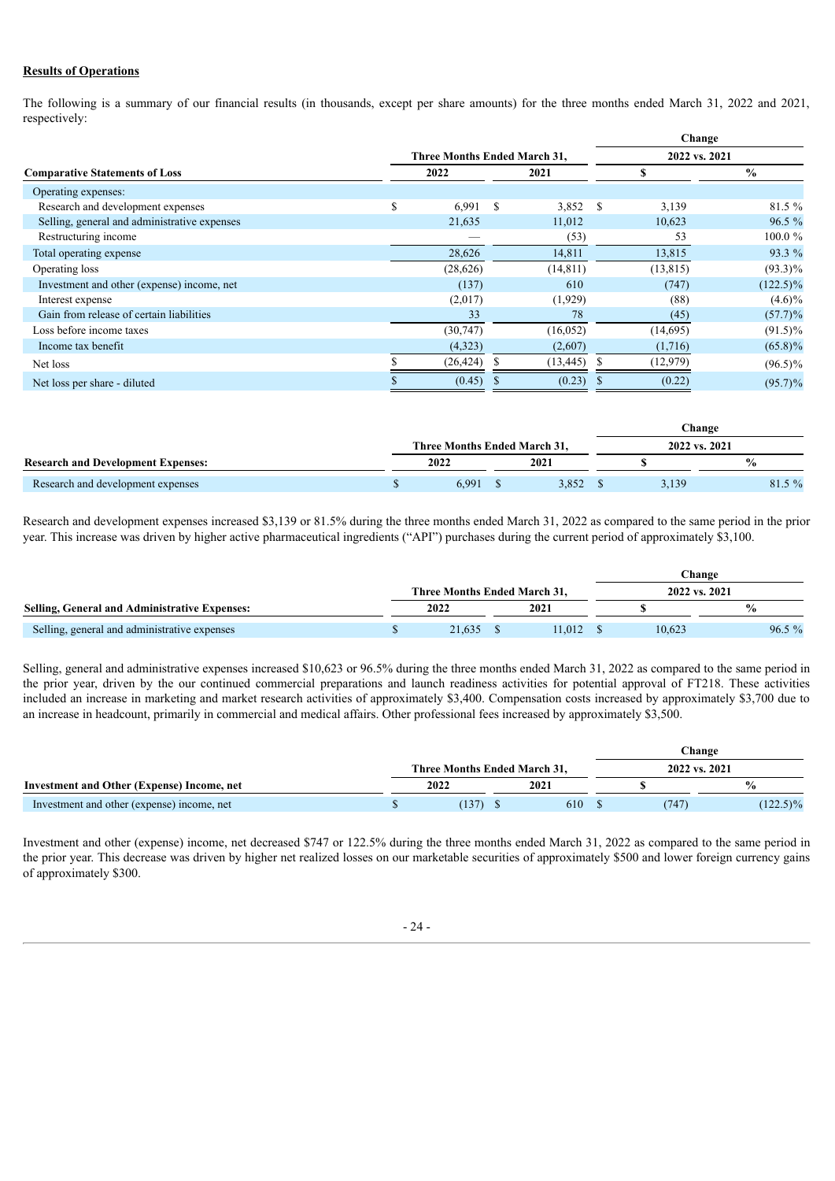**Results of Operations**

The following is a summary of our financial results (in thousands, except per share amounts) for the three months ended March 31, 2022 and 2021, respectively:

| | Three Months Ended March 31, | | Change 2022 vs. 2021 | |
|---|---|---|---|---|
| **Comparative Statements of Loss** | **2022** | **2021** | **$** | **%** |
| Operating expenses: | | | | |
| Research and development expenses | $ 6,991 | $ 3,852 | $ 3,139 | 81.5 % |
| Selling, general and administrative expenses | 21,635 | 11,012 | 10,623 | 96.5 % |
| Restructuring income | — | (53) | 53 | 100.0 % |
| Total operating expense | 28,626 | 14,811 | 13,815 | 93.3 % |
| Operating loss | (28,626) | (14,811) | (13,815) | (93.3)% |
| Investment and other (expense) income, net | (137) | 610 | (747) | (122.5)% |
| Interest expense | (2,017) | (1,929) | (88) | (4.6)% |
| Gain from release of certain liabilities | 33 | 78 | (45) | (57.7)% |
| Loss before income taxes | (30,747) | (16,052) | (14,695) | (91.5)% |
| Income tax benefit | (4,323) | (2,607) | (1,716) | (65.8)% |
| Net loss | $ (26,424) | $ (13,445) | $ (12,979) | (96.5)% |
| Net loss per share - diluted | $ (0.45) | $ (0.23) | $ (0.22) | (95.7)% |

| | Three Months Ended March 31, | | Change 2022 vs. 2021 | |
|---|---|---|---|---|
| **Research and Development Expenses:** | **2022** | **2021** | **$** | **%** |
| Research and development expenses | $ 6,991 | $ 3,852 | $ 3,139 | 81.5 % |

Research and development expenses increased $3,139 or 81.5% during the three months ended March 31, 2022 as compared to the same period in the prior year. This increase was driven by higher active pharmaceutical ingredients ("API") purchases during the current period of approximately $3,100.

| | Three Months Ended March 31, | | Change 2022 vs. 2021 | |
|---|---|---|---|---|
| **Selling, General and Administrative Expenses:** | **2022** | **2021** | **$** | **%** |
| Selling, general and administrative expenses | $ 21,635 | $ 11,012 | $ 10,623 | 96.5 % |

Selling, general and administrative expenses increased $10,623 or 96.5% during the three months ended March 31, 2022 as compared to the same period in the prior year, driven by the our continued commercial preparations and launch readiness activities for potential approval of FT218. These activities included an increase in marketing and market research activities of approximately $3,400. Compensation costs increased by approximately $3,700 due to an increase in headcount, primarily in commercial and medical affairs. Other professional fees increased by approximately $3,500.

| | Three Months Ended March 31, | | Change 2022 vs. 2021 | |
|---|---|---|---|---|
| **Investment and Other (Expense) Income, net** | **2022** | **2021** | **$** | **%** |
| Investment and other (expense) income, net | $ (137) | $ 610 | $ (747) | (122.5)% |

Investment and other (expense) income, net decreased $747 or 122.5% during the three months ended March 31, 2022 as compared to the same period in the prior year. This decrease was driven by higher net realized losses on our marketable securities of approximately $500 and lower foreign currency gains of approximately $300.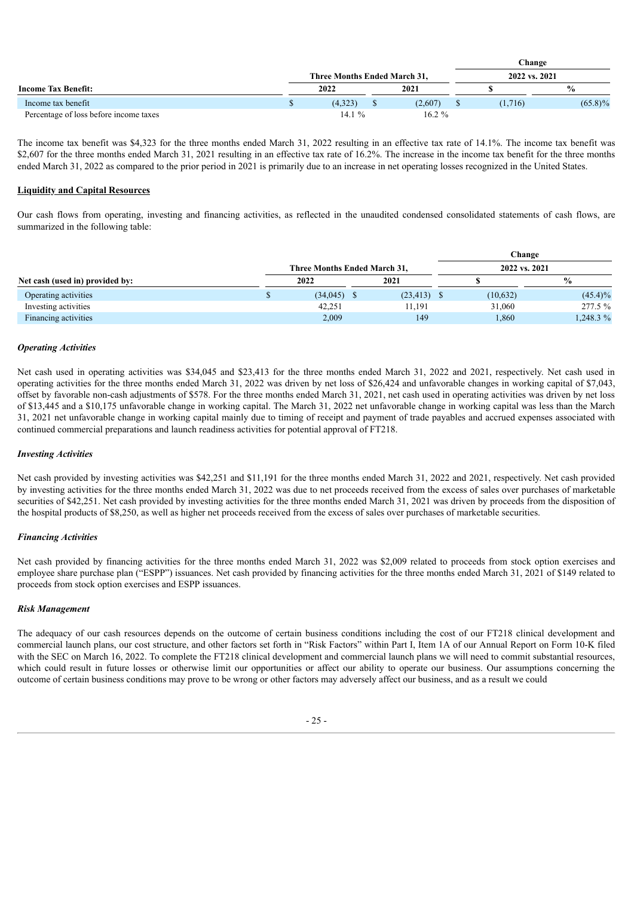| | Three Months Ended March 31, | | Change 2022 vs. 2021 | |
|---|---|---|---|---|
| **Income Tax Benefit:** | 2022 | 2021 | $ | % |
| Income tax benefit | $ (4,323) | $ (2,607) | $ (1,716) | (65.8)% |
| Percentage of loss before income taxes | 14.1 % | 16.2 % | | |

The income tax benefit was $4,323 for the three months ended March 31, 2022 resulting in an effective tax rate of 14.1%. The income tax benefit was $2,607 for the three months ended March 31, 2021 resulting in an effective tax rate of 16.2%. The increase in the income tax benefit for the three months ended March 31, 2022 as compared to the prior period in 2021 is primarily due to an increase in net operating losses recognized in the United States.

**Liquidity and Capital Resources**

Our cash flows from operating, investing and financing activities, as reflected in the unaudited condensed consolidated statements of cash flows, are summarized in the following table:

| | Three Months Ended March 31, | | Change 2022 vs. 2021 | |
|---|---|---|---|---|
| **Net cash (used in) provided by:** | 2022 | 2021 | $ | % |
| Operating activities | $ (34,045) | $ (23,413) | $ (10,632) | (45.4)% |
| Investing activities | 42,251 | 11,191 | 31,060 | 277.5 % |
| Financing activities | 2,009 | 149 | 1,860 | 1,248.3 % |

***Operating Activities***

Net cash used in operating activities was $34,045 and $23,413 for the three months ended March 31, 2022 and 2021, respectively. Net cash used in operating activities for the three months ended March 31, 2022 was driven by net loss of $26,424 and unfavorable changes in working capital of $7,043, offset by favorable non-cash adjustments of $578. For the three months ended March 31, 2021, net cash used in operating activities was driven by net loss of $13,445 and a $10,175 unfavorable change in working capital. The March 31, 2022 net unfavorable change in working capital was less than the March 31, 2021 net unfavorable change in working capital mainly due to timing of receipt and payment of trade payables and accrued expenses associated with continued commercial preparations and launch readiness activities for potential approval of FT218.

***Investing Activities***

Net cash provided by investing activities was $42,251 and $11,191 for the three months ended March 31, 2022 and 2021, respectively. Net cash provided by investing activities for the three months ended March 31, 2022 was due to net proceeds received from the excess of sales over purchases of marketable securities of $42,251. Net cash provided by investing activities for the three months ended March 31, 2021 was driven by proceeds from the disposition of the hospital products of $8,250, as well as higher net proceeds received from the excess of sales over purchases of marketable securities.

***Financing Activities***

Net cash provided by financing activities for the three months ended March 31, 2022 was $2,009 related to proceeds from stock option exercises and employee share purchase plan ("ESPP") issuances. Net cash provided by financing activities for the three months ended March 31, 2021 of $149 related to proceeds from stock option exercises and ESPP issuances.

***Risk Management***

The adequacy of our cash resources depends on the outcome of certain business conditions including the cost of our FT218 clinical development and commercial launch plans, our cost structure, and other factors set forth in "Risk Factors" within Part I, Item 1A of our Annual Report on Form 10-K filed with the SEC on March 16, 2022. To complete the FT218 clinical development and commercial launch plans we will need to commit substantial resources, which could result in future losses or otherwise limit our opportunities or affect our ability to operate our business. Our assumptions concerning the outcome of certain business conditions may prove to be wrong or other factors may adversely affect our business, and as a result we could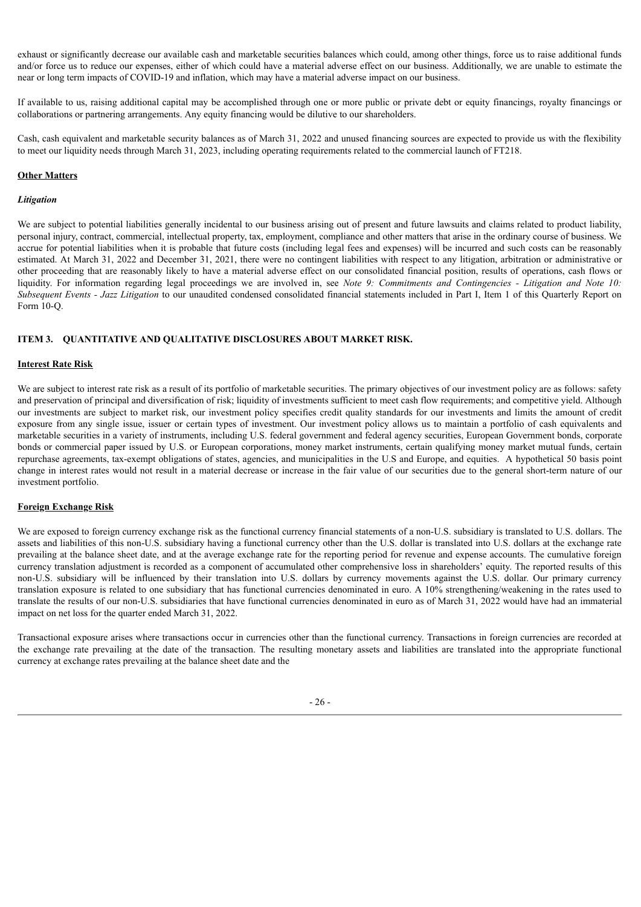exhaust or significantly decrease our available cash and marketable securities balances which could, among other things, force us to raise additional funds and/or force us to reduce our expenses, either of which could have a material adverse effect on our business. Additionally, we are unable to estimate the near or long term impacts of COVID-19 and inflation, which may have a material adverse impact on our business.

If available to us, raising additional capital may be accomplished through one or more public or private debt or equity financings, royalty financings or collaborations or partnering arrangements. Any equity financing would be dilutive to our shareholders.

Cash, cash equivalent and marketable security balances as of March 31, 2022 and unused financing sources are expected to provide us with the flexibility to meet our liquidity needs through March 31, 2023, including operating requirements related to the commercial launch of FT218.

**Other Matters**

*Litigation*

We are subject to potential liabilities generally incidental to our business arising out of present and future lawsuits and claims related to product liability, personal injury, contract, commercial, intellectual property, tax, employment, compliance and other matters that arise in the ordinary course of business. We accrue for potential liabilities when it is probable that future costs (including legal fees and expenses) will be incurred and such costs can be reasonably estimated. At March 31, 2022 and December 31, 2021, there were no contingent liabilities with respect to any litigation, arbitration or administrative or other proceeding that are reasonably likely to have a material adverse effect on our consolidated financial position, results of operations, cash flows or liquidity. For information regarding legal proceedings we are involved in, see *Note 9: Commitments and Contingencies - Litigation and Note 10: Subsequent Events - Jazz Litigation* to our unaudited condensed consolidated financial statements included in Part I, Item 1 of this Quarterly Report on Form 10-Q.

## ITEM 3. QUANTITATIVE AND QUALITATIVE DISCLOSURES ABOUT MARKET RISK.

**Interest Rate Risk**

We are subject to interest rate risk as a result of its portfolio of marketable securities. The primary objectives of our investment policy are as follows: safety and preservation of principal and diversification of risk; liquidity of investments sufficient to meet cash flow requirements; and competitive yield. Although our investments are subject to market risk, our investment policy specifies credit quality standards for our investments and limits the amount of credit exposure from any single issue, issuer or certain types of investment. Our investment policy allows us to maintain a portfolio of cash equivalents and marketable securities in a variety of instruments, including U.S. federal government and federal agency securities, European Government bonds, corporate bonds or commercial paper issued by U.S. or European corporations, money market instruments, certain qualifying money market mutual funds, certain repurchase agreements, tax-exempt obligations of states, agencies, and municipalities in the U.S and Europe, and equities. A hypothetical 50 basis point change in interest rates would not result in a material decrease or increase in the fair value of our securities due to the general short-term nature of our investment portfolio.

**Foreign Exchange Risk**

We are exposed to foreign currency exchange risk as the functional currency financial statements of a non-U.S. subsidiary is translated to U.S. dollars. The assets and liabilities of this non-U.S. subsidiary having a functional currency other than the U.S. dollar is translated into U.S. dollars at the exchange rate prevailing at the balance sheet date, and at the average exchange rate for the reporting period for revenue and expense accounts. The cumulative foreign currency translation adjustment is recorded as a component of accumulated other comprehensive loss in shareholders' equity. The reported results of this non-U.S. subsidiary will be influenced by their translation into U.S. dollars by currency movements against the U.S. dollar. Our primary currency translation exposure is related to one subsidiary that has functional currencies denominated in euro. A 10% strengthening/weakening in the rates used to translate the results of our non-U.S. subsidiaries that have functional currencies denominated in euro as of March 31, 2022 would have had an immaterial impact on net loss for the quarter ended March 31, 2022.

Transactional exposure arises where transactions occur in currencies other than the functional currency. Transactions in foreign currencies are recorded at the exchange rate prevailing at the date of the transaction. The resulting monetary assets and liabilities are translated into the appropriate functional currency at exchange rates prevailing at the balance sheet date and the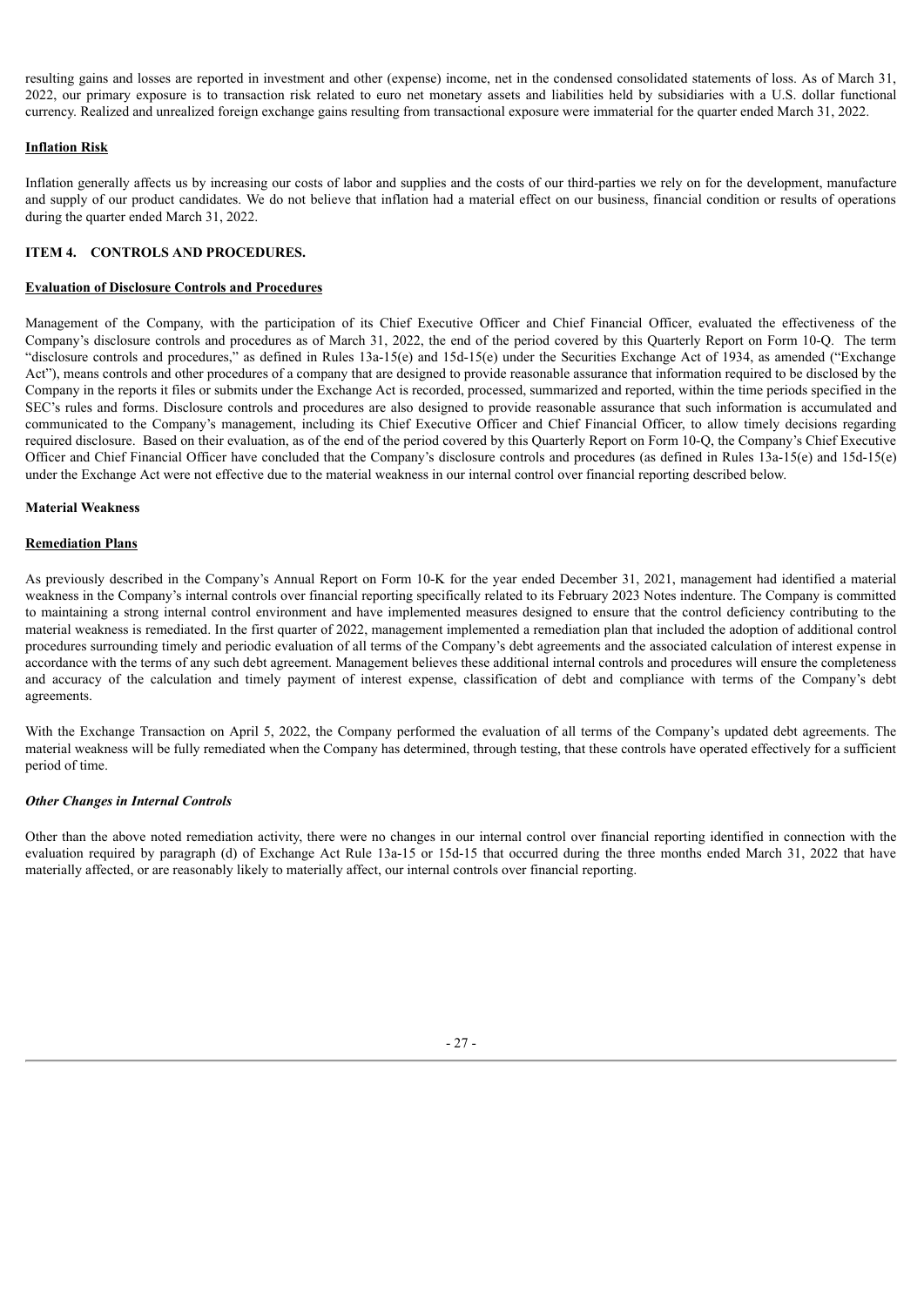resulting gains and losses are reported in investment and other (expense) income, net in the condensed consolidated statements of loss. As of March 31, 2022, our primary exposure is to transaction risk related to euro net monetary assets and liabilities held by subsidiaries with a U.S. dollar functional currency. Realized and unrealized foreign exchange gains resulting from transactional exposure were immaterial for the quarter ended March 31, 2022.

**Inflation Risk**

Inflation generally affects us by increasing our costs of labor and supplies and the costs of our third-parties we rely on for the development, manufacture and supply of our product candidates. We do not believe that inflation had a material effect on our business, financial condition or results of operations during the quarter ended March 31, 2022.

## ITEM 4. CONTROLS AND PROCEDURES.

**Evaluation of Disclosure Controls and Procedures**

Management of the Company, with the participation of its Chief Executive Officer and Chief Financial Officer, evaluated the effectiveness of the Company's disclosure controls and procedures as of March 31, 2022, the end of the period covered by this Quarterly Report on Form 10-Q. The term "disclosure controls and procedures," as defined in Rules 13a-15(e) and 15d-15(e) under the Securities Exchange Act of 1934, as amended ("Exchange Act"), means controls and other procedures of a company that are designed to provide reasonable assurance that information required to be disclosed by the Company in the reports it files or submits under the Exchange Act is recorded, processed, summarized and reported, within the time periods specified in the SEC's rules and forms. Disclosure controls and procedures are also designed to provide reasonable assurance that such information is accumulated and communicated to the Company's management, including its Chief Executive Officer and Chief Financial Officer, to allow timely decisions regarding required disclosure. Based on their evaluation, as of the end of the period covered by this Quarterly Report on Form 10-Q, the Company's Chief Executive Officer and Chief Financial Officer have concluded that the Company's disclosure controls and procedures (as defined in Rules 13a-15(e) and 15d-15(e) under the Exchange Act were not effective due to the material weakness in our internal control over financial reporting described below.

**Material Weakness**

**Remediation Plans**

As previously described in the Company's Annual Report on Form 10-K for the year ended December 31, 2021, management had identified a material weakness in the Company's internal controls over financial reporting specifically related to its February 2023 Notes indenture. The Company is committed to maintaining a strong internal control environment and have implemented measures designed to ensure that the control deficiency contributing to the material weakness is remediated. In the first quarter of 2022, management implemented a remediation plan that included the adoption of additional control procedures surrounding timely and periodic evaluation of all terms of the Company's debt agreements and the associated calculation of interest expense in accordance with the terms of any such debt agreement. Management believes these additional internal controls and procedures will ensure the completeness and accuracy of the calculation and timely payment of interest expense, classification of debt and compliance with terms of the Company's debt agreements.

With the Exchange Transaction on April 5, 2022, the Company performed the evaluation of all terms of the Company's updated debt agreements. The material weakness will be fully remediated when the Company has determined, through testing, that these controls have operated effectively for a sufficient period of time.

***Other Changes in Internal Controls***

Other than the above noted remediation activity, there were no changes in our internal control over financial reporting identified in connection with the evaluation required by paragraph (d) of Exchange Act Rule 13a-15 or 15d-15 that occurred during the three months ended March 31, 2022 that have materially affected, or are reasonably likely to materially affect, our internal controls over financial reporting.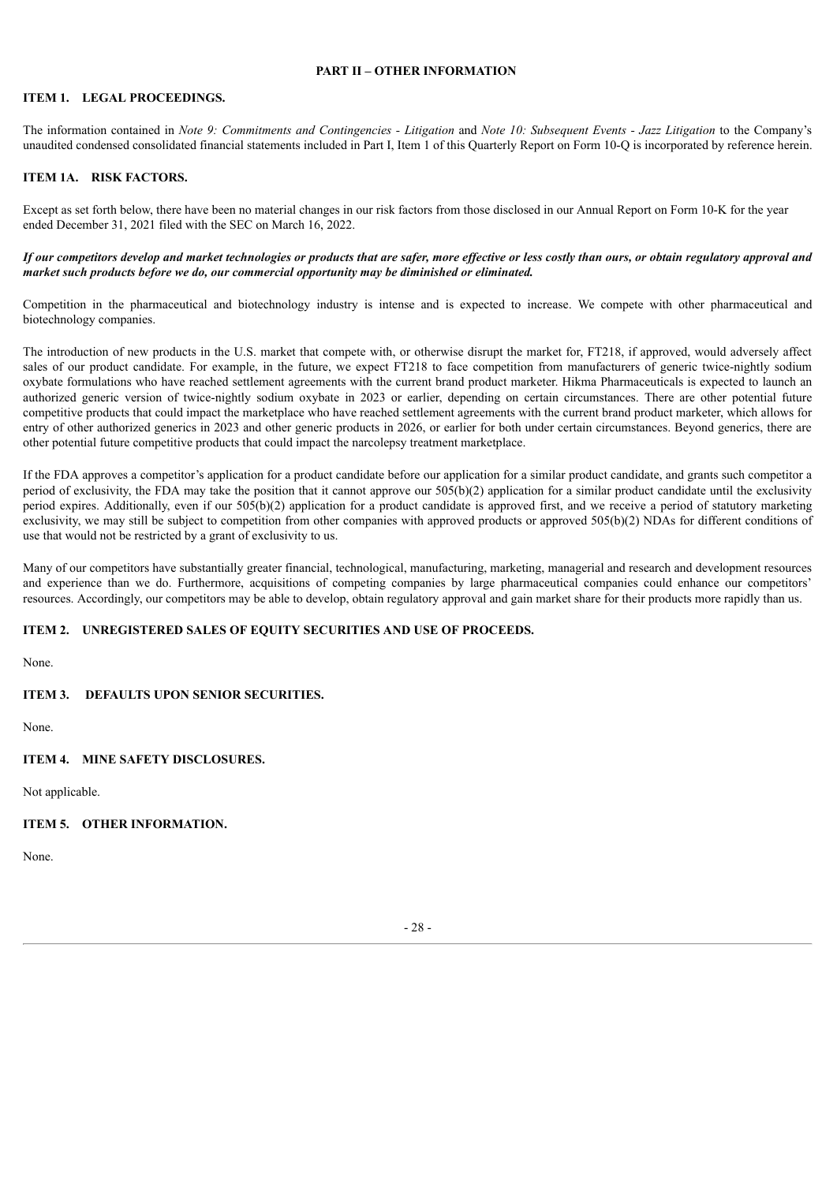## PART II – OTHER INFORMATION

### ITEM 1. LEGAL PROCEEDINGS.

The information contained in *Note 9: Commitments and Contingencies - Litigation* and *Note 10: Subsequent Events - Jazz Litigation* to the Company's unaudited condensed consolidated financial statements included in Part I, Item 1 of this Quarterly Report on Form 10-Q is incorporated by reference herein.

### ITEM 1A. RISK FACTORS.

Except as set forth below, there have been no material changes in our risk factors from those disclosed in our Annual Report on Form 10-K for the year ended December 31, 2021 filed with the SEC on March 16, 2022.

***If our competitors develop and market technologies or products that are safer, more effective or less costly than ours, or obtain regulatory approval and market such products before we do, our commercial opportunity may be diminished or eliminated.***

Competition in the pharmaceutical and biotechnology industry is intense and is expected to increase. We compete with other pharmaceutical and biotechnology companies.

The introduction of new products in the U.S. market that compete with, or otherwise disrupt the market for, FT218, if approved, would adversely affect sales of our product candidate. For example, in the future, we expect FT218 to face competition from manufacturers of generic twice-nightly sodium oxybate formulations who have reached settlement agreements with the current brand product marketer. Hikma Pharmaceuticals is expected to launch an authorized generic version of twice-nightly sodium oxybate in 2023 or earlier, depending on certain circumstances. There are other potential future competitive products that could impact the marketplace who have reached settlement agreements with the current brand product marketer, which allows for entry of other authorized generics in 2023 and other generic products in 2026, or earlier for both under certain circumstances. Beyond generics, there are other potential future competitive products that could impact the narcolepsy treatment marketplace.

If the FDA approves a competitor's application for a product candidate before our application for a similar product candidate, and grants such competitor a period of exclusivity, the FDA may take the position that it cannot approve our 505(b)(2) application for a similar product candidate until the exclusivity period expires. Additionally, even if our 505(b)(2) application for a product candidate is approved first, and we receive a period of statutory marketing exclusivity, we may still be subject to competition from other companies with approved products or approved 505(b)(2) NDAs for different conditions of use that would not be restricted by a grant of exclusivity to us.

Many of our competitors have substantially greater financial, technological, manufacturing, marketing, managerial and research and development resources and experience than we do. Furthermore, acquisitions of competing companies by large pharmaceutical companies could enhance our competitors' resources. Accordingly, our competitors may be able to develop, obtain regulatory approval and gain market share for their products more rapidly than us.

### ITEM 2. UNREGISTERED SALES OF EQUITY SECURITIES AND USE OF PROCEEDS.

None.

### ITEM 3. DEFAULTS UPON SENIOR SECURITIES.

None.

### ITEM 4. MINE SAFETY DISCLOSURES.

Not applicable.

### ITEM 5. OTHER INFORMATION.

None.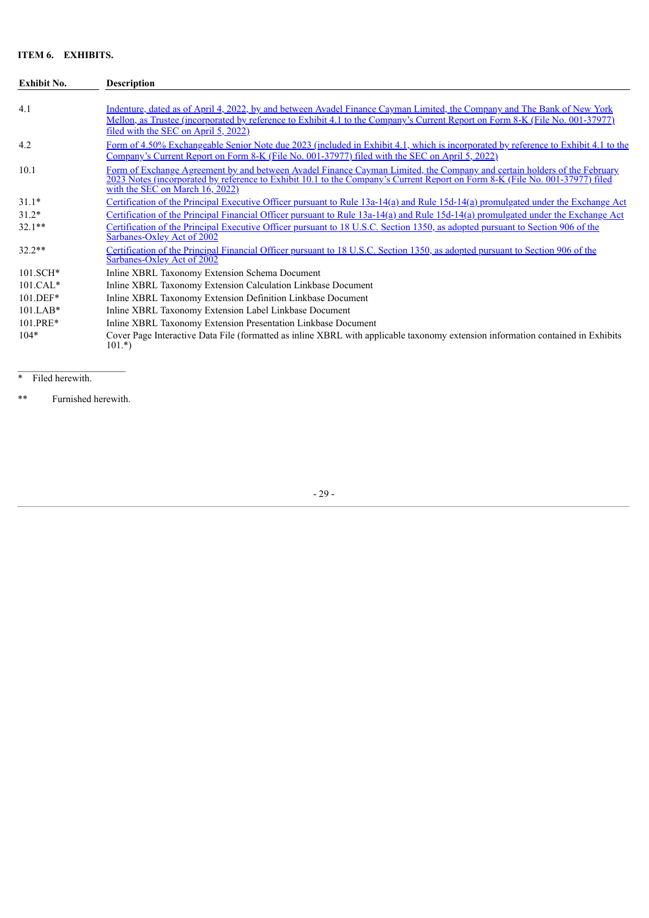**ITEM 6. EXHIBITS.**

| Exhibit No. | Description |
|---|---|
| 4.1 | Indenture, dated as of April 4, 2022, by and between Avadel Finance Cayman Limited, the Company and The Bank of New York Mellon, as Trustee (incorporated by reference to Exhibit 4.1 to the Company's Current Report on Form 8-K (File No. 001-37977) filed with the SEC on April 5, 2022) |
| 4.2 | Form of 4.50% Exchangeable Senior Note due 2023 (included in Exhibit 4.1, which is incorporated by reference to Exhibit 4.1 to the Company's Current Report on Form 8-K (File No. 001-37977) filed with the SEC on April 5, 2022) |
| 10.1 | Form of Exchange Agreement by and between Avadel Finance Cayman Limited, the Company and certain holders of the February 2023 Notes (incorporated by reference to Exhibit 10.1 to the Company's Current Report on Form 8-K (File No. 001-37977) filed with the SEC on March 16, 2022) |
| 31.1* | Certification of the Principal Executive Officer pursuant to Rule 13a-14(a) and Rule 15d-14(a) promulgated under the Exchange Act |
| 31.2* | Certification of the Principal Financial Officer pursuant to Rule 13a-14(a) and Rule 15d-14(a) promulgated under the Exchange Act |
| 32.1** | Certification of the Principal Executive Officer pursuant to 18 U.S.C. Section 1350, as adopted pursuant to Section 906 of the Sarbanes-Oxley Act of 2002 |
| 32.2** | Certification of the Principal Financial Officer pursuant to 18 U.S.C. Section 1350, as adopted pursuant to Section 906 of the Sarbanes-Oxley Act of 2002 |
| 101.SCH* | Inline XBRL Taxonomy Extension Schema Document |
| 101.CAL* | Inline XBRL Taxonomy Extension Calculation Linkbase Document |
| 101.DEF* | Inline XBRL Taxonomy Extension Definition Linkbase Document |
| 101.LAB* | Inline XBRL Taxonomy Extension Label Linkbase Document |
| 101.PRE* | Inline XBRL Taxonomy Extension Presentation Linkbase Document |
| 104* | Cover Page Interactive Data File (formatted as inline XBRL with applicable taxonomy extension information contained in Exhibits 101.*) |

\* Filed herewith.

\** Furnished herewith.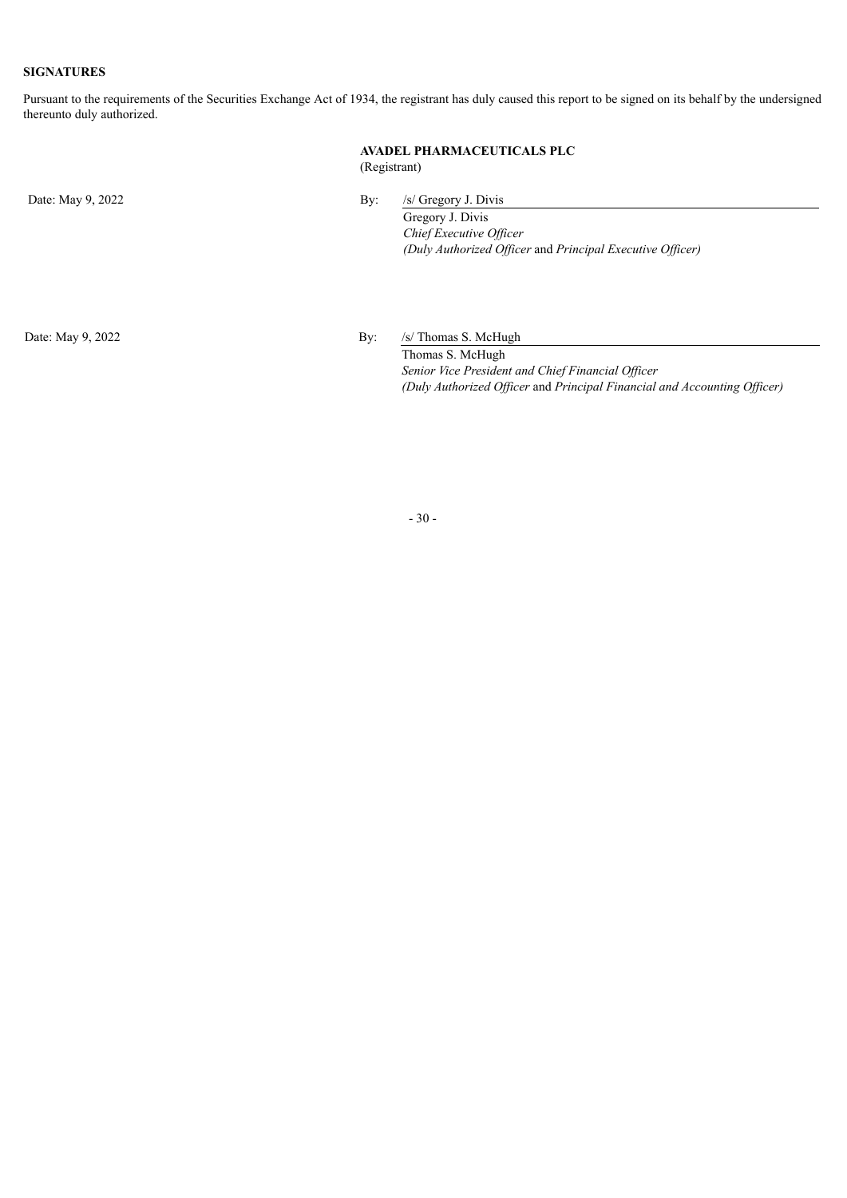**SIGNATURES**

Pursuant to the requirements of the Securities Exchange Act of 1934, the registrant has duly caused this report to be signed on its behalf by the undersigned thereunto duly authorized.

**AVADEL PHARMACEUTICALS PLC**
(Registrant)

Date: May 9, 2022

By: /s/ Gregory J. Divis
Gregory J. Divis
*Chief Executive Officer*
*(Duly Authorized Officer* and *Principal Executive Officer)*

Date: May 9, 2022

By: /s/ Thomas S. McHugh
Thomas S. McHugh
*Senior Vice President and Chief Financial Officer*
*(Duly Authorized Officer* and *Principal Financial and Accounting Officer)*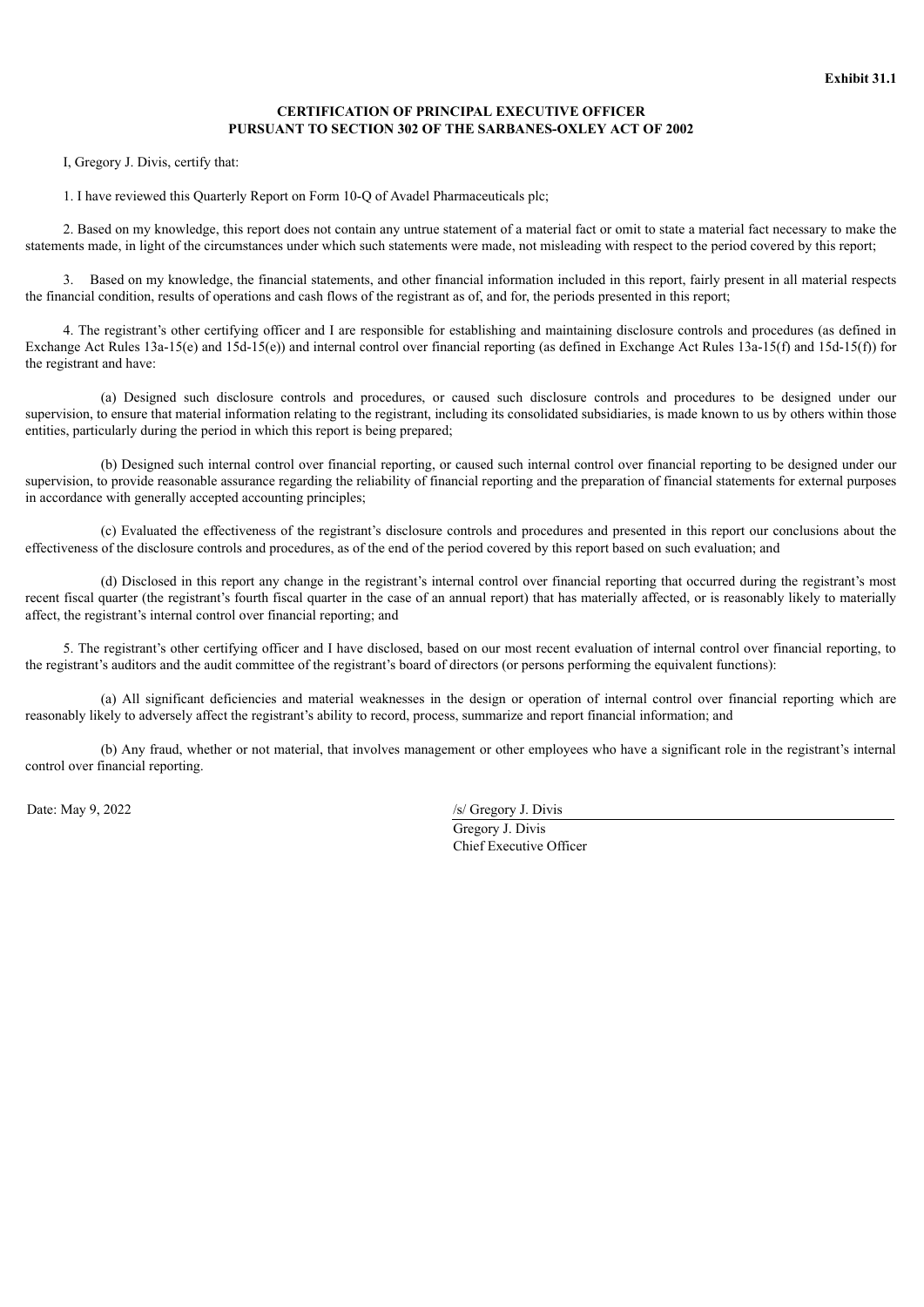**Exhibit 31.1**

**CERTIFICATION OF PRINCIPAL EXECUTIVE OFFICER
PURSUANT TO SECTION 302 OF THE SARBANES-OXLEY ACT OF 2002**

I, Gregory J. Divis, certify that:

1. I have reviewed this Quarterly Report on Form 10-Q of Avadel Pharmaceuticals plc;

2. Based on my knowledge, this report does not contain any untrue statement of a material fact or omit to state a material fact necessary to make the statements made, in light of the circumstances under which such statements were made, not misleading with respect to the period covered by this report;

3. Based on my knowledge, the financial statements, and other financial information included in this report, fairly present in all material respects the financial condition, results of operations and cash flows of the registrant as of, and for, the periods presented in this report;

4. The registrant's other certifying officer and I are responsible for establishing and maintaining disclosure controls and procedures (as defined in Exchange Act Rules 13a-15(e) and 15d-15(e)) and internal control over financial reporting (as defined in Exchange Act Rules 13a-15(f) and 15d-15(f)) for the registrant and have:

(a) Designed such disclosure controls and procedures, or caused such disclosure controls and procedures to be designed under our supervision, to ensure that material information relating to the registrant, including its consolidated subsidiaries, is made known to us by others within those entities, particularly during the period in which this report is being prepared;

(b) Designed such internal control over financial reporting, or caused such internal control over financial reporting to be designed under our supervision, to provide reasonable assurance regarding the reliability of financial reporting and the preparation of financial statements for external purposes in accordance with generally accepted accounting principles;

(c) Evaluated the effectiveness of the registrant's disclosure controls and procedures and presented in this report our conclusions about the effectiveness of the disclosure controls and procedures, as of the end of the period covered by this report based on such evaluation; and

(d) Disclosed in this report any change in the registrant's internal control over financial reporting that occurred during the registrant's most recent fiscal quarter (the registrant's fourth fiscal quarter in the case of an annual report) that has materially affected, or is reasonably likely to materially affect, the registrant's internal control over financial reporting; and

5. The registrant's other certifying officer and I have disclosed, based on our most recent evaluation of internal control over financial reporting, to the registrant's auditors and the audit committee of the registrant's board of directors (or persons performing the equivalent functions):

(a) All significant deficiencies and material weaknesses in the design or operation of internal control over financial reporting which are reasonably likely to adversely affect the registrant's ability to record, process, summarize and report financial information; and

(b) Any fraud, whether or not material, that involves management or other employees who have a significant role in the registrant's internal control over financial reporting.

Date: May 9, 2022

/s/ Gregory J. Divis
Gregory J. Divis
Chief Executive Officer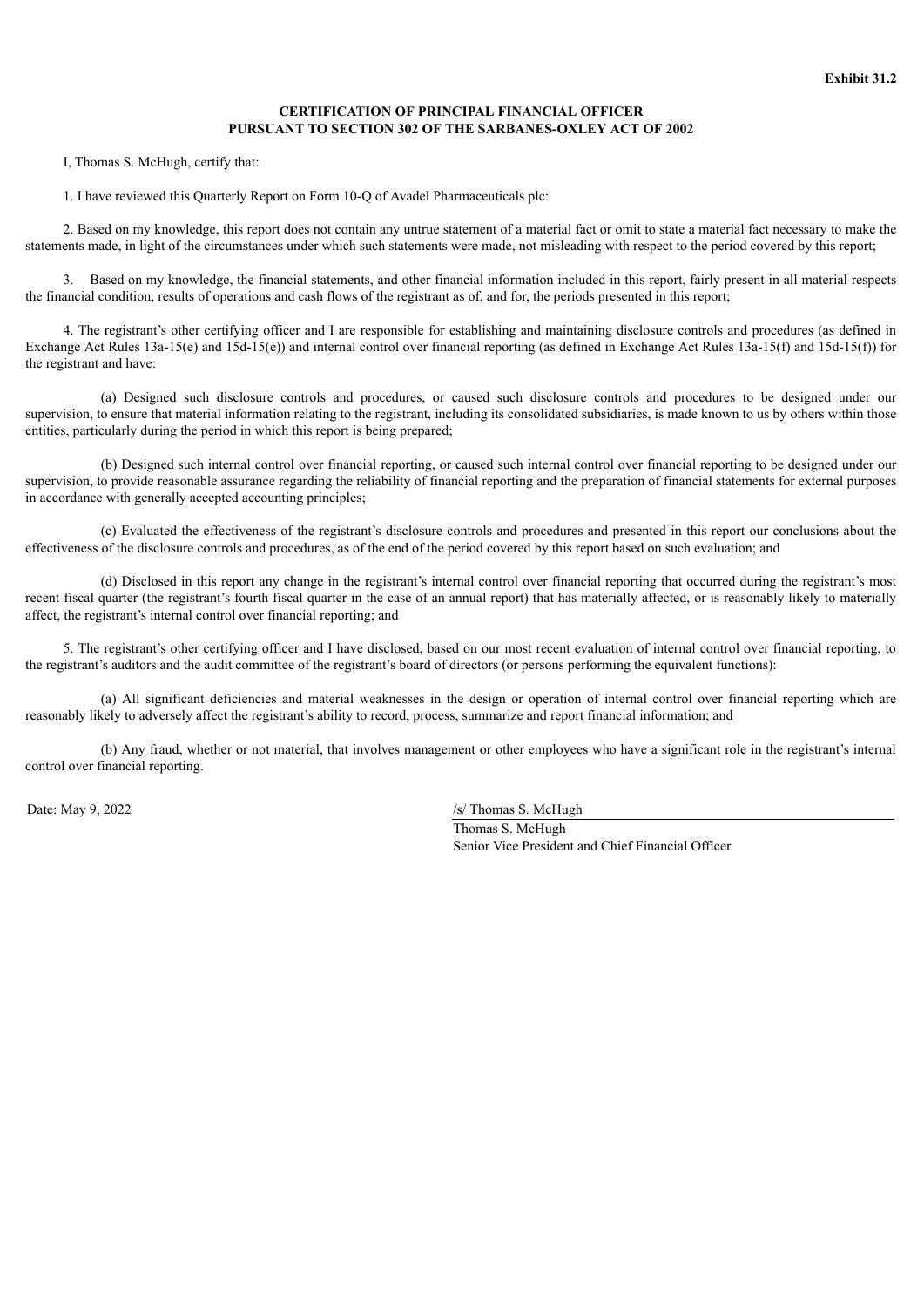**Exhibit 31.2**

**CERTIFICATION OF PRINCIPAL FINANCIAL OFFICER**
**PURSUANT TO SECTION 302 OF THE SARBANES-OXLEY ACT OF 2002**

I, Thomas S. McHugh, certify that:

1. I have reviewed this Quarterly Report on Form 10-Q of Avadel Pharmaceuticals plc:

2. Based on my knowledge, this report does not contain any untrue statement of a material fact or omit to state a material fact necessary to make the statements made, in light of the circumstances under which such statements were made, not misleading with respect to the period covered by this report;

3. Based on my knowledge, the financial statements, and other financial information included in this report, fairly present in all material respects the financial condition, results of operations and cash flows of the registrant as of, and for, the periods presented in this report;

4. The registrant's other certifying officer and I are responsible for establishing and maintaining disclosure controls and procedures (as defined in Exchange Act Rules 13a-15(e) and 15d-15(e)) and internal control over financial reporting (as defined in Exchange Act Rules 13a-15(f) and 15d-15(f)) for the registrant and have:

(a) Designed such disclosure controls and procedures, or caused such disclosure controls and procedures to be designed under our supervision, to ensure that material information relating to the registrant, including its consolidated subsidiaries, is made known to us by others within those entities, particularly during the period in which this report is being prepared;

(b) Designed such internal control over financial reporting, or caused such internal control over financial reporting to be designed under our supervision, to provide reasonable assurance regarding the reliability of financial reporting and the preparation of financial statements for external purposes in accordance with generally accepted accounting principles;

(c) Evaluated the effectiveness of the registrant's disclosure controls and procedures and presented in this report our conclusions about the effectiveness of the disclosure controls and procedures, as of the end of the period covered by this report based on such evaluation; and

(d) Disclosed in this report any change in the registrant's internal control over financial reporting that occurred during the registrant's most recent fiscal quarter (the registrant's fourth fiscal quarter in the case of an annual report) that has materially affected, or is reasonably likely to materially affect, the registrant's internal control over financial reporting; and

5. The registrant's other certifying officer and I have disclosed, based on our most recent evaluation of internal control over financial reporting, to the registrant's auditors and the audit committee of the registrant's board of directors (or persons performing the equivalent functions):

(a) All significant deficiencies and material weaknesses in the design or operation of internal control over financial reporting which are reasonably likely to adversely affect the registrant's ability to record, process, summarize and report financial information; and

(b) Any fraud, whether or not material, that involves management or other employees who have a significant role in the registrant's internal control over financial reporting.

Date: May 9, 2022

/s/ Thomas S. McHugh
Thomas S. McHugh
Senior Vice President and Chief Financial Officer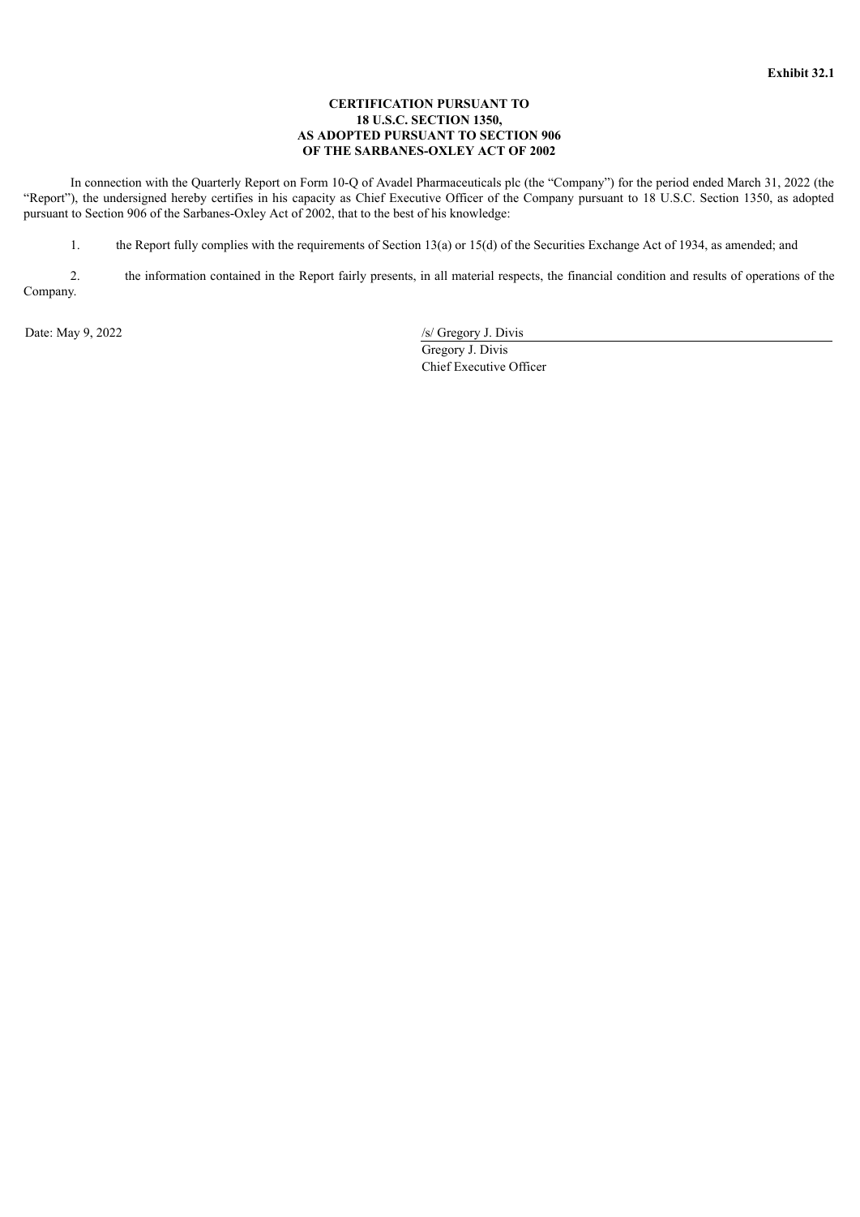**Exhibit 32.1**

**CERTIFICATION PURSUANT TO
18 U.S.C. SECTION 1350,
AS ADOPTED PURSUANT TO SECTION 906
OF THE SARBANES-OXLEY ACT OF 2002**

In connection with the Quarterly Report on Form 10-Q of Avadel Pharmaceuticals plc (the "Company") for the period ended March 31, 2022 (the "Report"), the undersigned hereby certifies in his capacity as Chief Executive Officer of the Company pursuant to 18 U.S.C. Section 1350, as adopted pursuant to Section 906 of the Sarbanes-Oxley Act of 2002, that to the best of his knowledge:

1. the Report fully complies with the requirements of Section 13(a) or 15(d) of the Securities Exchange Act of 1934, as amended; and

2. the information contained in the Report fairly presents, in all material respects, the financial condition and results of operations of the Company.

Date: May 9, 2022

/s/ Gregory J. Divis
Gregory J. Divis
Chief Executive Officer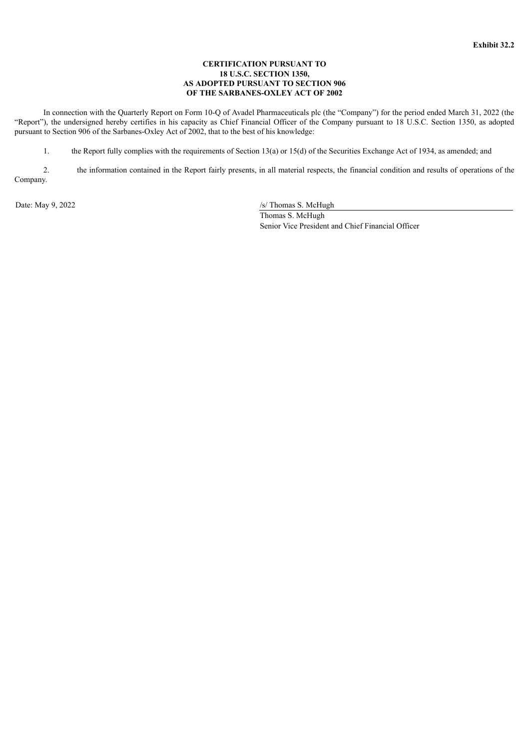**Exhibit 32.2**

**CERTIFICATION PURSUANT TO**
**18 U.S.C. SECTION 1350,**
**AS ADOPTED PURSUANT TO SECTION 906**
**OF THE SARBANES-OXLEY ACT OF 2002**

In connection with the Quarterly Report on Form 10-Q of Avadel Pharmaceuticals plc (the "Company") for the period ended March 31, 2022 (the "Report"), the undersigned hereby certifies in his capacity as Chief Financial Officer of the Company pursuant to 18 U.S.C. Section 1350, as adopted pursuant to Section 906 of the Sarbanes-Oxley Act of 2002, that to the best of his knowledge:

1. the Report fully complies with the requirements of Section 13(a) or 15(d) of the Securities Exchange Act of 1934, as amended; and

2. the information contained in the Report fairly presents, in all material respects, the financial condition and results of operations of the Company.

Date: May 9, 2022

/s/ Thomas S. McHugh
Thomas S. McHugh
Senior Vice President and Chief Financial Officer